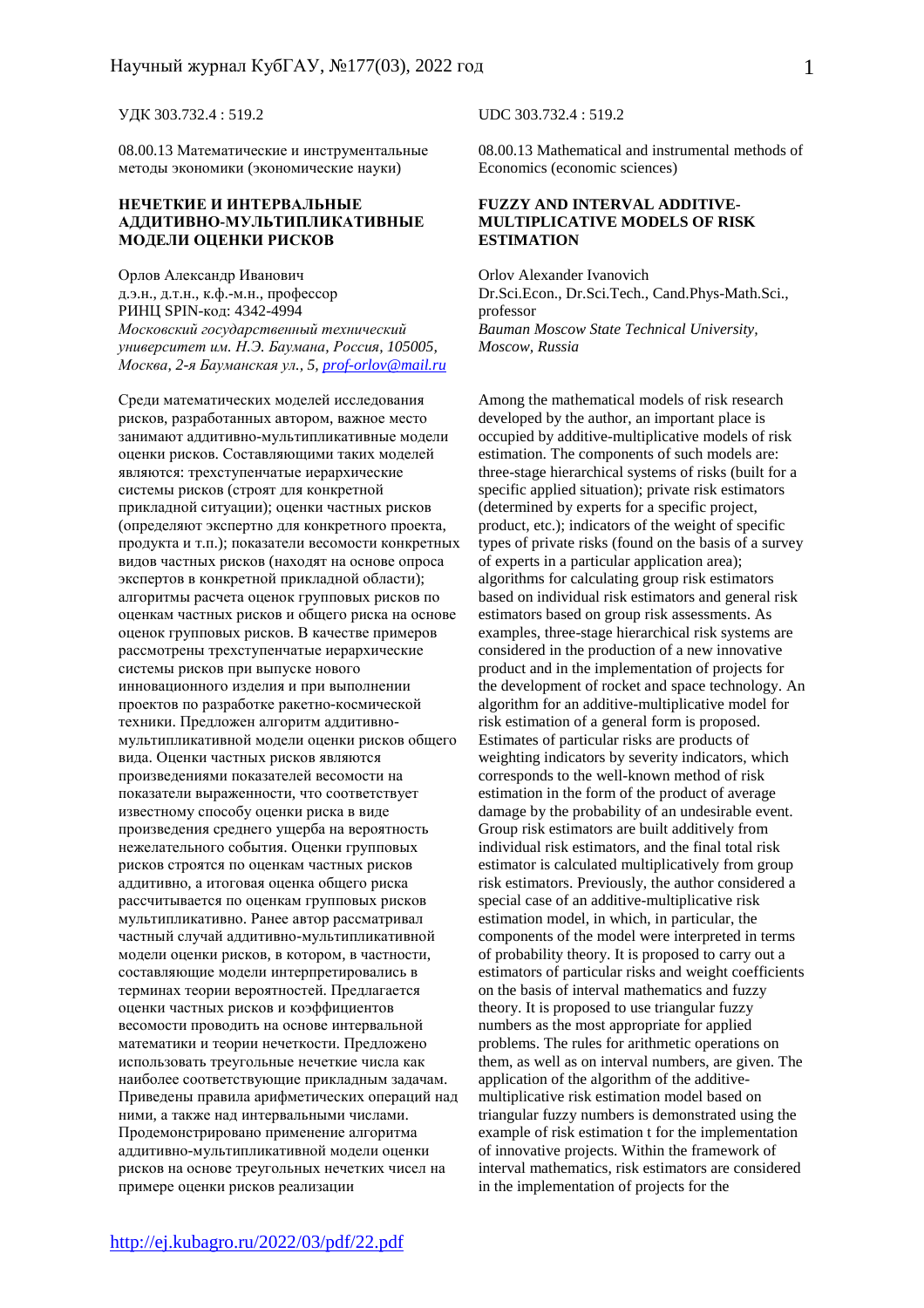УДК 303.732.4 : 519.2

08.00.13 Математические и инструментальные методы экономики (экономические науки)

## НЕЧЕТКИЕ И ИНТЕРВАЛЬНЫЕ АДДИТИВНО-МУЛЬТИПЛИКАТИВНЫЕ МОДЕЛИ ОЦЕНКИ РИСКОВ

Орлов Александр Иванович
д.э.н., д.т.н., к.ф.-м.н., профессор
РИНЦ SPIN-код: 4342-4994
*Московский государственный технический университет им. Н.Э. Баумана, Россия, 105005, Москва, 2-я Бауманская ул., 5, prof-orlov@mail.ru*

Среди математических моделей исследования рисков, разработанных автором, важное место занимают аддитивно-мультипликативные модели оценки рисков. Составляющими таких моделей являются: трехступенчатые иерархические системы рисков (строят для конкретной прикладной ситуации); оценки частных рисков (определяют экспертно для конкретного проекта, продукта и т.п.); показатели весомости конкретных видов частных рисков (находят на основе опроса экспертов в конкретной прикладной области); алгоритмы расчета оценок групповых рисков по оценкам частных рисков и общего риска на основе оценок групповых рисков. В качестве примеров рассмотрены трехступенчатые иерархические системы рисков при выпуске нового инновационного изделия и при выполнении проектов по разработке ракетно-космической техники. Предложен алгоритм аддитивно-мультипликативной модели оценки рисков общего вида. Оценки частных рисков являются произведениями показателей весомости на показатели выраженности, что соответствует известному способу оценки риска в виде произведения среднего ущерба на вероятность нежелательного события. Оценки групповых рисков строятся по оценкам частных рисков аддитивно, а итоговая оценка общего риска рассчитывается по оценкам групповых рисков мультипликативно. Ранее автор рассматривал частный случай аддитивно-мультипликативной модели оценки рисков, в котором, в частности, составляющие модели интерпретировались в терминах теории вероятностей. Предлагается оценки частных рисков и коэффициентов весомости проводить на основе интервальной математики и теории нечеткости. Предложено использовать треугольные нечеткие числа как наиболее соответствующие прикладным задачам. Приведены правила арифметических операций над ними, а также над интервальными числами. Продемонстрировано применение алгоритма аддитивно-мультипликативной модели оценки рисков на основе треугольных нечетких чисел на примере оценки рисков реализации

UDC 303.732.4 : 519.2

08.00.13 Mathematical and instrumental methods of Economics (economic sciences)

## FUZZY AND INTERVAL ADDITIVE-MULTIPLICATIVE MODELS OF RISK ESTIMATION

Orlov Alexander Ivanovich
Dr.Sci.Econ., Dr.Sci.Tech., Cand.Phys-Math.Sci., professor
*Bauman Moscow State Technical University, Moscow, Russia*

Among the mathematical models of risk research developed by the author, an important place is occupied by additive-multiplicative models of risk estimation. The components of such models are: three-stage hierarchical systems of risks (built for a specific applied situation); private risk estimators (determined by experts for a specific project, product, etc.); indicators of the weight of specific types of private risks (found on the basis of a survey of experts in a particular application area); algorithms for calculating group risk estimators based on individual risk estimators and general risk estimators based on group risk assessments. As examples, three-stage hierarchical risk systems are considered in the production of a new innovative product and in the implementation of projects for the development of rocket and space technology. An algorithm for an additive-multiplicative model for risk estimation of a general form is proposed. Estimates of particular risks are products of weighting indicators by severity indicators, which corresponds to the well-known method of risk estimation in the form of the product of average damage by the probability of an undesirable event. Group risk estimators are built additively from individual risk estimators, and the final total risk estimator is calculated multiplicatively from group risk estimators. Previously, the author considered a special case of an additive-multiplicative risk estimation model, in which, in particular, the components of the model were interpreted in terms of probability theory. It is proposed to carry out a estimators of particular risks and weight coefficients on the basis of interval mathematics and fuzzy theory. It is proposed to use triangular fuzzy numbers as the most appropriate for applied problems. The rules for arithmetic operations on them, as well as on interval numbers, are given. The application of the algorithm of the additive-multiplicative risk estimation model based on triangular fuzzy numbers is demonstrated using the example of risk estimation t for the implementation of innovative projects. Within the framework of interval mathematics, risk estimators are considered in the implementation of projects for the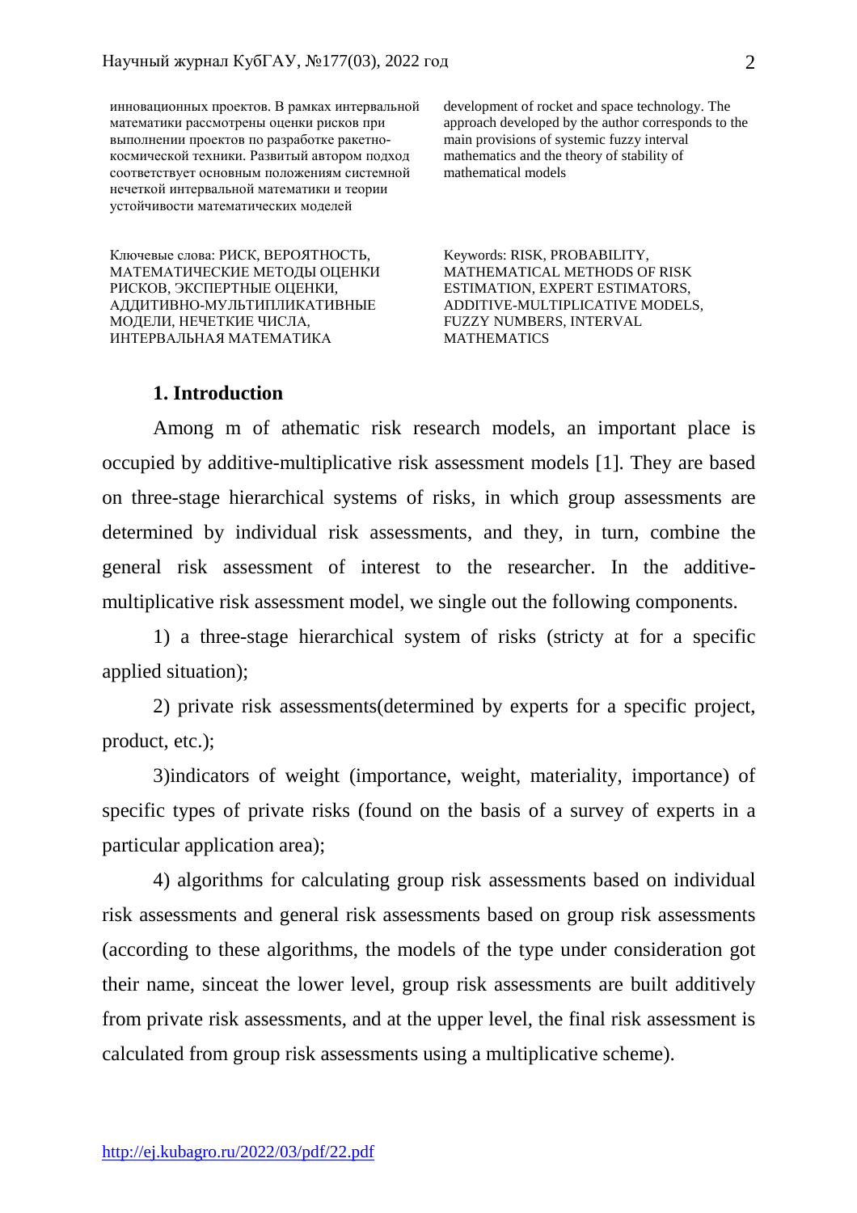инновационных проектов. В рамках интервальной математики рассмотрены оценки рисков при выполнении проектов по разработке ракетно-космической техники. Развитый автором подход соответствует основным положениям системной нечеткой интервальной математики и теории устойчивости математических моделей

development of rocket and space technology. The approach developed by the author corresponds to the main provisions of systemic fuzzy interval mathematics and the theory of stability of mathematical models

Ключевые слова: РИСК, ВЕРОЯТНОСТЬ, МАТЕМАТИЧЕСКИЕ МЕТОДЫ ОЦЕНКИ РИСКОВ, ЭКСПЕРТНЫЕ ОЦЕНКИ, АДДИТИВНО-МУЛЬТИПЛИКАТИВНЫЕ МОДЕЛИ, НЕЧЕТКИЕ ЧИСЛА, ИНТЕРВАЛЬНАЯ МАТЕМАТИКА

Keywords: RISK, PROBABILITY, MATHEMATICAL METHODS OF RISK ESTIMATION, EXPERT ESTIMATORS, ADDITIVE-MULTIPLICATIVE MODELS, FUZZY NUMBERS, INTERVAL MATHEMATICS

## 1. Introduction

Among m of athematic risk research models, an important place is occupied by additive-multiplicative risk assessment models [1]. They are based on three-stage hierarchical systems of risks, in which group assessments are determined by individual risk assessments, and they, in turn, combine the general risk assessment of interest to the researcher. In the additive-multiplicative risk assessment model, we single out the following components.

1) a three-stage hierarchical system of risks (stricty at for a specific applied situation);

2) private risk assessments(determined by experts for a specific project, product, etc.);

3)indicators of weight (importance, weight, materiality, importance) of specific types of private risks (found on the basis of a survey of experts in a particular application area);

4) algorithms for calculating group risk assessments based on individual risk assessments and general risk assessments based on group risk assessments (according to these algorithms, the models of the type under consideration got their name, sinceat the lower level, group risk assessments are built additively from private risk assessments, and at the upper level, the final risk assessment is calculated from group risk assessments using a multiplicative scheme).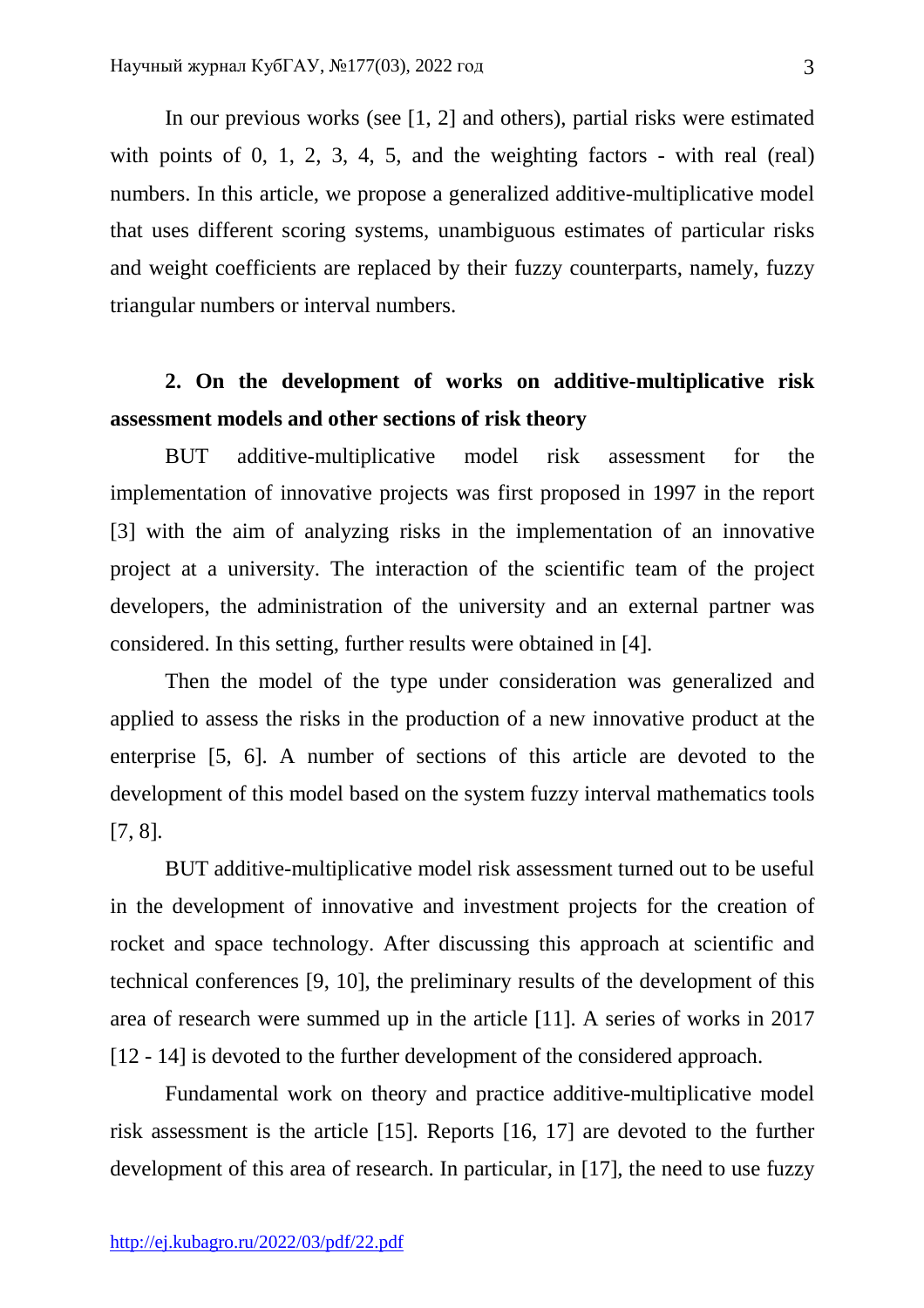In our previous works (see [1, 2] and others), partial risks were estimated with points of 0, 1, 2, 3, 4, 5, and the weighting factors - with real (real) numbers. In this article, we propose a generalized additive-multiplicative model that uses different scoring systems, unambiguous estimates of particular risks and weight coefficients are replaced by their fuzzy counterparts, namely, fuzzy triangular numbers or interval numbers.

## 2. On the development of works on additive-multiplicative risk assessment models and other sections of risk theory

BUT additive-multiplicative model risk assessment for the implementation of innovative projects was first proposed in 1997 in the report [3] with the aim of analyzing risks in the implementation of an innovative project at a university. The interaction of the scientific team of the project developers, the administration of the university and an external partner was considered. In this setting, further results were obtained in [4].

Then the model of the type under consideration was generalized and applied to assess the risks in the production of a new innovative product at the enterprise [5, 6]. A number of sections of this article are devoted to the development of this model based on the system fuzzy interval mathematics tools [7, 8].

BUT additive-multiplicative model risk assessment turned out to be useful in the development of innovative and investment projects for the creation of rocket and space technology. After discussing this approach at scientific and technical conferences [9, 10], the preliminary results of the development of this area of research were summed up in the article [11]. A series of works in 2017 [12 - 14] is devoted to the further development of the considered approach.

Fundamental work on theory and practice additive-multiplicative model risk assessment is the article [15]. Reports [16, 17] are devoted to the further development of this area of research. In particular, in [17], the need to use fuzzy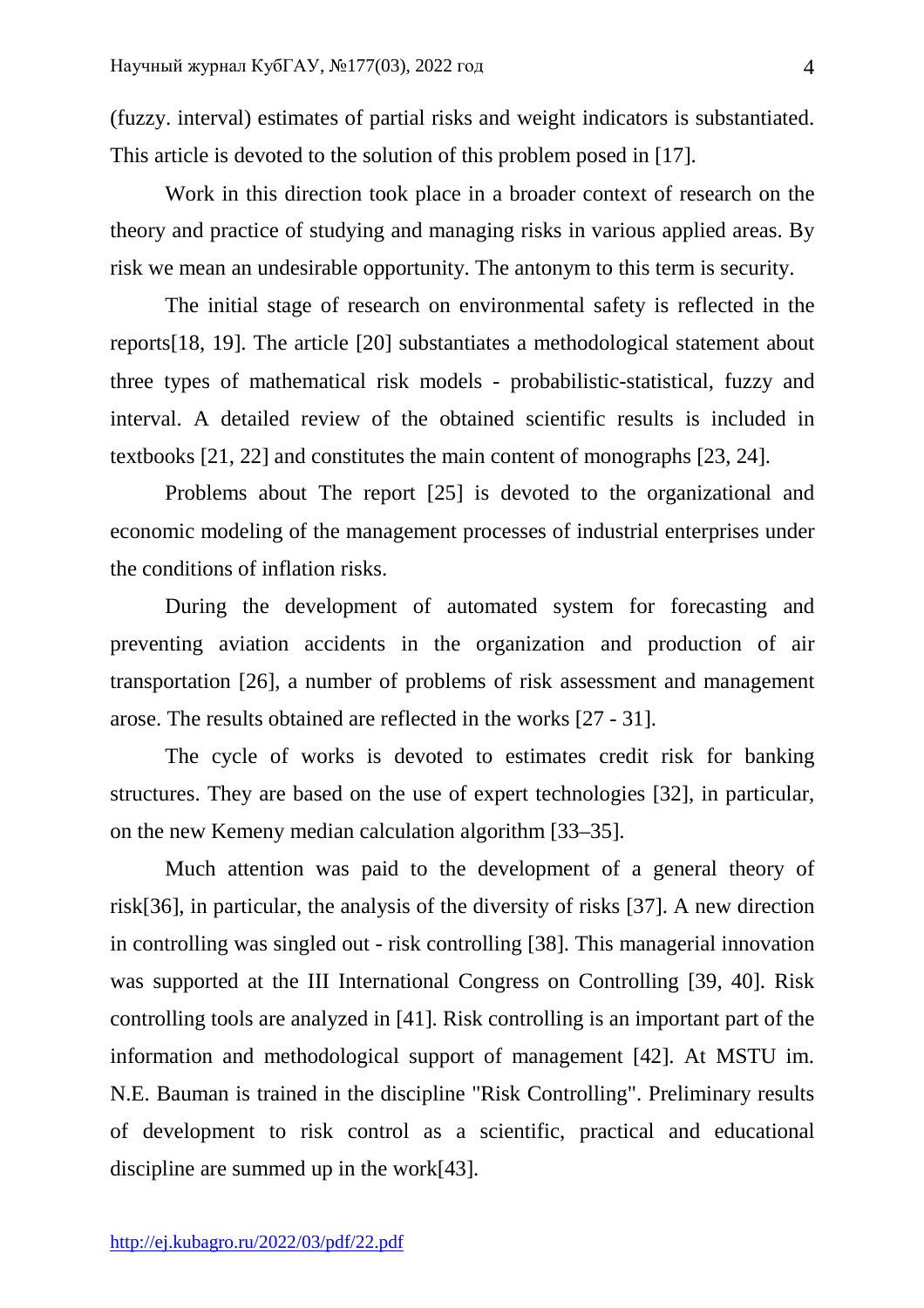(fuzzy. interval) estimates of partial risks and weight indicators is substantiated. This article is devoted to the solution of this problem posed in [17].

Work in this direction took place in a broader context of research on the theory and practice of studying and managing risks in various applied areas. By risk we mean an undesirable opportunity. The antonym to this term is security.

The initial stage of research on environmental safety is reflected in the reports[18, 19]. The article [20] substantiates a methodological statement about three types of mathematical risk models - probabilistic-statistical, fuzzy and interval. A detailed review of the obtained scientific results is included in textbooks [21, 22] and constitutes the main content of monographs [23, 24].

Problems about The report [25] is devoted to the organizational and economic modeling of the management processes of industrial enterprises under the conditions of inflation risks.

During the development of automated system for forecasting and preventing aviation accidents in the organization and production of air transportation [26], a number of problems of risk assessment and management arose. The results obtained are reflected in the works [27 - 31].

The cycle of works is devoted to estimates credit risk for banking structures. They are based on the use of expert technologies [32], in particular, on the new Kemeny median calculation algorithm [33–35].

Much attention was paid to the development of a general theory of risk[36], in particular, the analysis of the diversity of risks [37]. A new direction in controlling was singled out - risk controlling [38]. This managerial innovation was supported at the III International Congress on Controlling [39, 40]. Risk controlling tools are analyzed in [41]. Risk controlling is an important part of the information and methodological support of management [42]. At MSTU im. N.E. Bauman is trained in the discipline "Risk Controlling". Preliminary results of development to risk control as a scientific, practical and educational discipline are summed up in the work[43].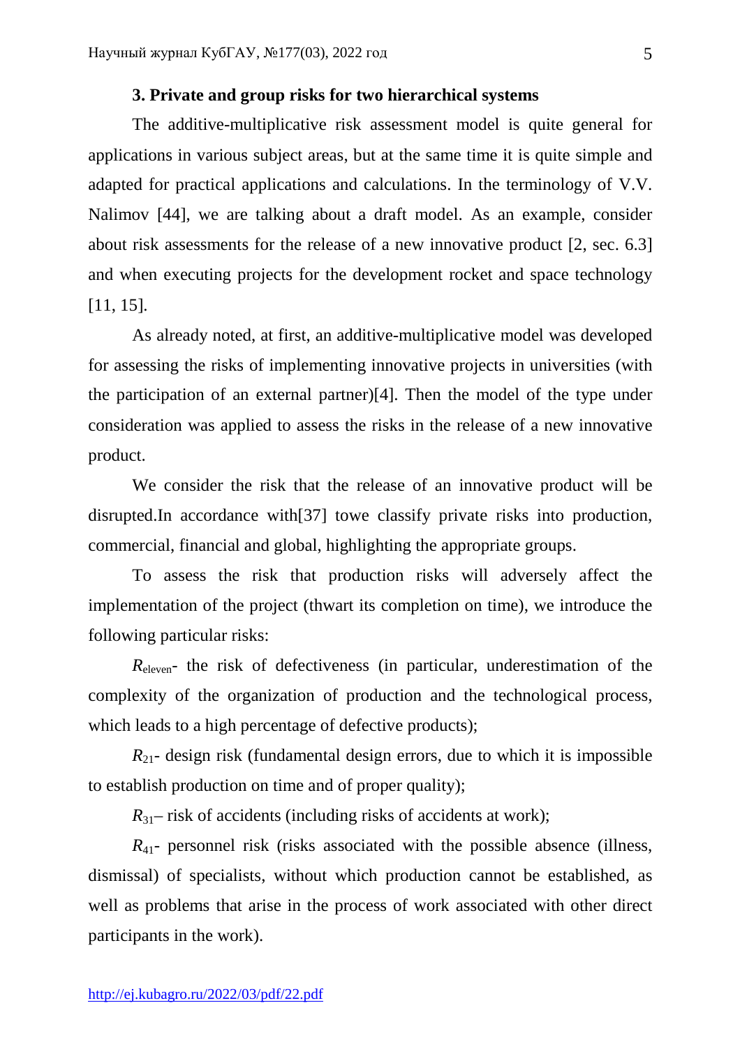### 3. Private and group risks for two hierarchical systems

The additive-multiplicative risk assessment model is quite general for applications in various subject areas, but at the same time it is quite simple and adapted for practical applications and calculations. In the terminology of V.V. Nalimov [44], we are talking about a draft model. As an example, consider about risk assessments for the release of a new innovative product [2, sec. 6.3] and when executing projects for the development rocket and space technology [11, 15].

As already noted, at first, an additive-multiplicative model was developed for assessing the risks of implementing innovative projects in universities (with the participation of an external partner)[4]. Then the model of the type under consideration was applied to assess the risks in the release of a new innovative product.

We consider the risk that the release of an innovative product will be disrupted.In accordance with[37] towe classify private risks into production, commercial, financial and global, highlighting the appropriate groups.

To assess the risk that production risks will adversely affect the implementation of the project (thwart its completion on time), we introduce the following particular risks:

$R_{\text{eleven}}$- the risk of defectiveness (in particular, underestimation of the complexity of the organization of production and the technological process, which leads to a high percentage of defective products);

$R_{21}$- design risk (fundamental design errors, due to which it is impossible to establish production on time and of proper quality);

$R_{31}$– risk of accidents (including risks of accidents at work);

$R_{41}$- personnel risk (risks associated with the possible absence (illness, dismissal) of specialists, without which production cannot be established, as well as problems that arise in the process of work associated with other direct participants in the work).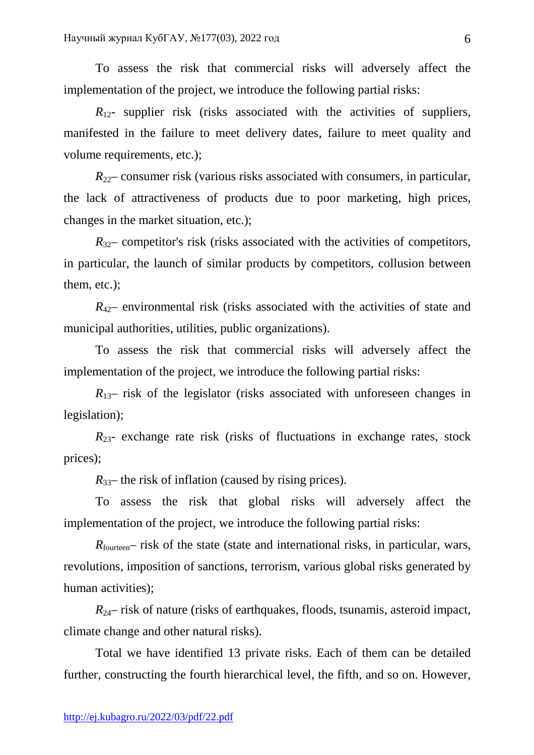To assess the risk that commercial risks will adversely affect the implementation of the project, we introduce the following partial risks:

$R_{12}$- supplier risk (risks associated with the activities of suppliers, manifested in the failure to meet delivery dates, failure to meet quality and volume requirements, etc.);

$R_{22}$– consumer risk (various risks associated with consumers, in particular, the lack of attractiveness of products due to poor marketing, high prices, changes in the market situation, etc.);

$R_{32}$– competitor's risk (risks associated with the activities of competitors, in particular, the launch of similar products by competitors, collusion between them, etc.);

$R_{42}$– environmental risk (risks associated with the activities of state and municipal authorities, utilities, public organizations).

To assess the risk that commercial risks will adversely affect the implementation of the project, we introduce the following partial risks:

$R_{13}$– risk of the legislator (risks associated with unforeseen changes in legislation);

$R_{23}$- exchange rate risk (risks of fluctuations in exchange rates, stock prices);

$R_{33}$– the risk of inflation (caused by rising prices).

To assess the risk that global risks will adversely affect the implementation of the project, we introduce the following partial risks:

$R_{\text{fourteen}}$– risk of the state (state and international risks, in particular, wars, revolutions, imposition of sanctions, terrorism, various global risks generated by human activities);

$R_{24}$– risk of nature (risks of earthquakes, floods, tsunamis, asteroid impact, climate change and other natural risks).

Total we have identified 13 private risks. Each of them can be detailed further, constructing the fourth hierarchical level, the fifth, and so on. However,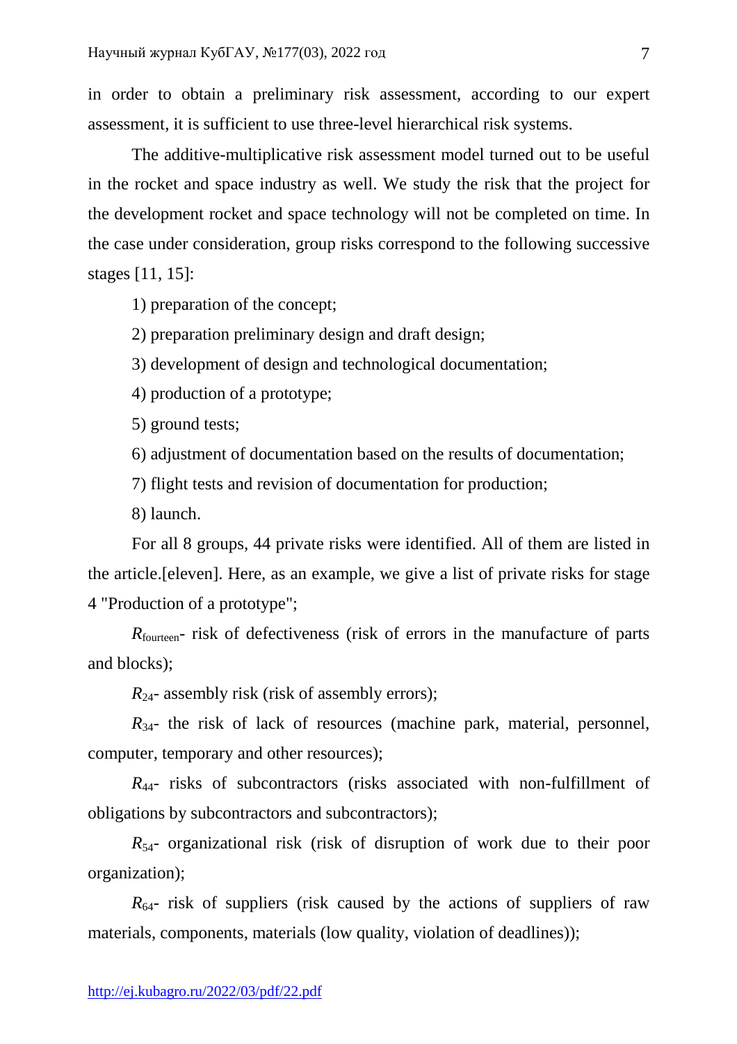in order to obtain a preliminary risk assessment, according to our expert assessment, it is sufficient to use three-level hierarchical risk systems.

The additive-multiplicative risk assessment model turned out to be useful in the rocket and space industry as well. We study the risk that the project for the development rocket and space technology will not be completed on time. In the case under consideration, group risks correspond to the following successive stages [11, 15]:

1) preparation of the concept;

2) preparation preliminary design and draft design;

3) development of design and technological documentation;

4) production of a prototype;

5) ground tests;

6) adjustment of documentation based on the results of documentation;

7) flight tests and revision of documentation for production;

8) launch.

For all 8 groups, 44 private risks were identified. All of them are listed in the article.[eleven]. Here, as an example, we give a list of private risks for stage 4 "Production of a prototype";

$R_{fourteen}$- risk of defectiveness (risk of errors in the manufacture of parts and blocks);

$R_{24}$- assembly risk (risk of assembly errors);

$R_{34}$- the risk of lack of resources (machine park, material, personnel, computer, temporary and other resources);

$R_{44}$- risks of subcontractors (risks associated with non-fulfillment of obligations by subcontractors and subcontractors);

$R_{54}$- organizational risk (risk of disruption of work due to their poor organization);

$R_{64}$- risk of suppliers (risk caused by the actions of suppliers of raw materials, components, materials (low quality, violation of deadlines));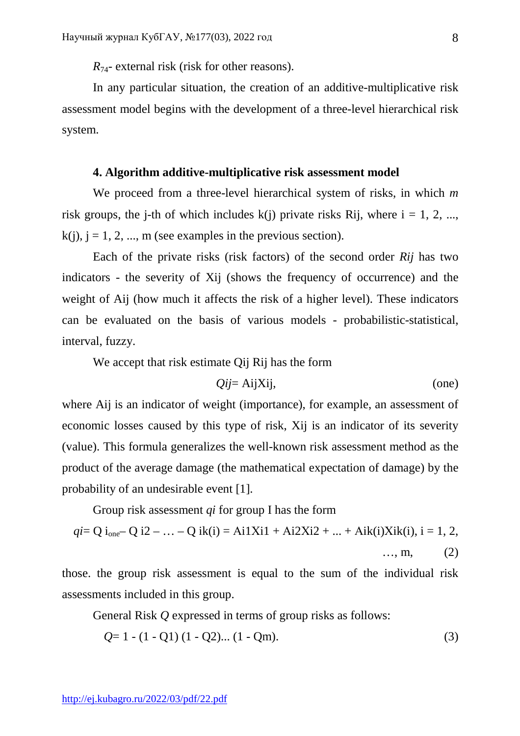$R_{74}$- external risk (risk for other reasons).

In any particular situation, the creation of an additive-multiplicative risk assessment model begins with the development of a three-level hierarchical risk system.

### 4. Algorithm additive-multiplicative risk assessment model

We proceed from a three-level hierarchical system of risks, in which *m* risk groups, the j-th of which includes k(j) private risks Rij, where i = 1, 2, ..., k(j), j = 1, 2, ..., m (see examples in the previous section).

Each of the private risks (risk factors) of the second order ***Rij*** has two indicators - the severity of Xij (shows the frequency of occurrence) and the weight of Aij (how much it affects the risk of a higher level). These indicators can be evaluated on the basis of various models - probabilistic-statistical, interval, fuzzy.

We accept that risk estimate Qij Rij has the form

$$Qij = AijXij, \qquad \text{(one)}$$

where Aij is an indicator of weight (importance), for example, an assessment of economic losses caused by this type of risk, Xij is an indicator of its severity (value). This formula generalizes the well-known risk assessment method as the product of the average damage (the mathematical expectation of damage) by the probability of an undesirable event [1].

Group risk assessment *qi* for group I has the form

$$qi = Q\ i_{one} - Q\ i2 - \ldots - Q\ ik(i) = Ai1Xi1 + Ai2Xi2 + \ldots + Aik(i)Xik(i),\ i = 1, 2, \ldots, m, \qquad (2)$$

those. the group risk assessment is equal to the sum of the individual risk assessments included in this group.

General Risk *Q* expressed in terms of group risks as follows:

$$Q = 1 - (1 - Q1)\ (1 - Q2) \ldots (1 - Qm). \qquad (3)$$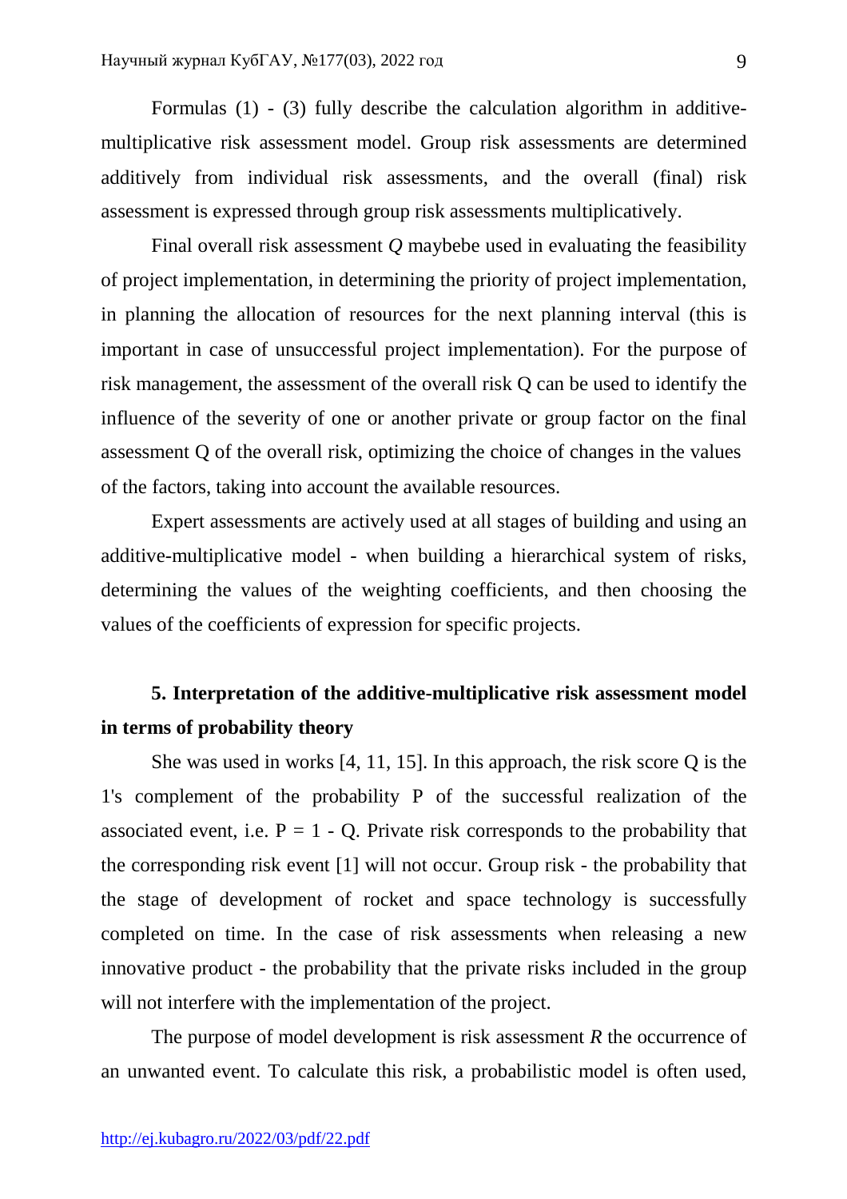Formulas (1) - (3) fully describe the calculation algorithm in additive-multiplicative risk assessment model. Group risk assessments are determined additively from individual risk assessments, and the overall (final) risk assessment is expressed through group risk assessments multiplicatively.

Final overall risk assessment *Q* maybebe used in evaluating the feasibility of project implementation, in determining the priority of project implementation, in planning the allocation of resources for the next planning interval (this is important in case of unsuccessful project implementation). For the purpose of risk management, the assessment of the overall risk Q can be used to identify the influence of the severity of one or another private or group factor on the final assessment Q of the overall risk, optimizing the choice of changes in the values of the factors, taking into account the available resources.

Expert assessments are actively used at all stages of building and using an additive-multiplicative model - when building a hierarchical system of risks, determining the values of the weighting coefficients, and then choosing the values of the coefficients of expression for specific projects.

## 5. Interpretation of the additive-multiplicative risk assessment model in terms of probability theory

She was used in works [4, 11, 15]. In this approach, the risk score Q is the 1's complement of the probability P of the successful realization of the associated event, i.e. P = 1 - Q. Private risk corresponds to the probability that the corresponding risk event [1] will not occur. Group risk - the probability that the stage of development of rocket and space technology is successfully completed on time. In the case of risk assessments when releasing a new innovative product - the probability that the private risks included in the group will not interfere with the implementation of the project.

The purpose of model development is risk assessment *R* the occurrence of an unwanted event. To calculate this risk, a probabilistic model is often used,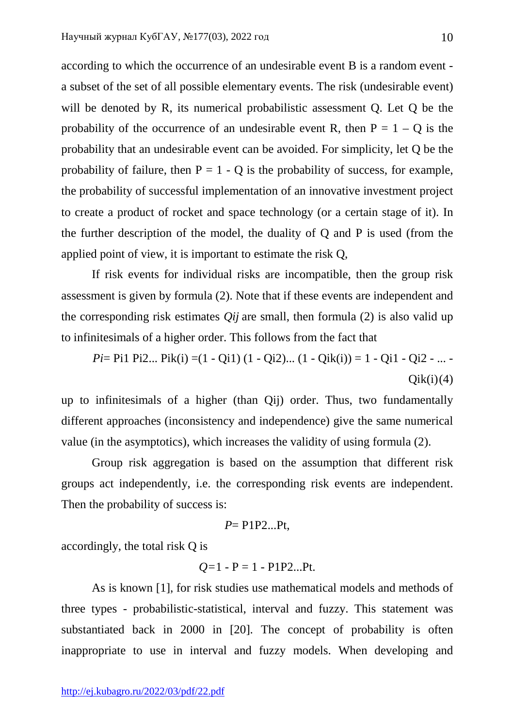according to which the occurrence of an undesirable event B is a random event - a subset of the set of all possible elementary events. The risk (undesirable event) will be denoted by R, its numerical probabilistic assessment Q. Let Q be the probability of the occurrence of an undesirable event R, then $P = 1 – Q$ is the probability that an undesirable event can be avoided. For simplicity, let Q be the probability of failure, then $P = 1 - Q$ is the probability of success, for example, the probability of successful implementation of an innovative investment project to create a product of rocket and space technology (or a certain stage of it). In the further description of the model, the duality of Q and P is used (from the applied point of view, it is important to estimate the risk Q,

If risk events for individual risks are incompatible, then the group risk assessment is given by formula (2). Note that if these events are independent and the corresponding risk estimates $Q_{ij}$ are small, then formula (2) is also valid up to infinitesimals of a higher order. This follows from the fact that

$$P_i = P_{i1} P_{i2} ... P_{ik(i)} = (1 - Q_{i1}) (1 - Q_{i2}) ... (1 - Q_{ik(i)}) = 1 - Q_{i1} - Q_{i2} - ... - Q_{ik(i)} \quad (4)$$

up to infinitesimals of a higher (than $Q_{ij}$) order. Thus, two fundamentally different approaches (inconsistency and independence) give the same numerical value (in the asymptotics), which increases the validity of using formula (2).

Group risk aggregation is based on the assumption that different risk groups act independently, i.e. the corresponding risk events are independent. Then the probability of success is:

$$P = P_1 P_2 ... P_t,$$

accordingly, the total risk Q is

$$Q = 1 - P = 1 - P_1 P_2 ... P_t.$$

As is known [1], for risk studies use mathematical models and methods of three types - probabilistic-statistical, interval and fuzzy. This statement was substantiated back in 2000 in [20]. The concept of probability is often inappropriate to use in interval and fuzzy models. When developing and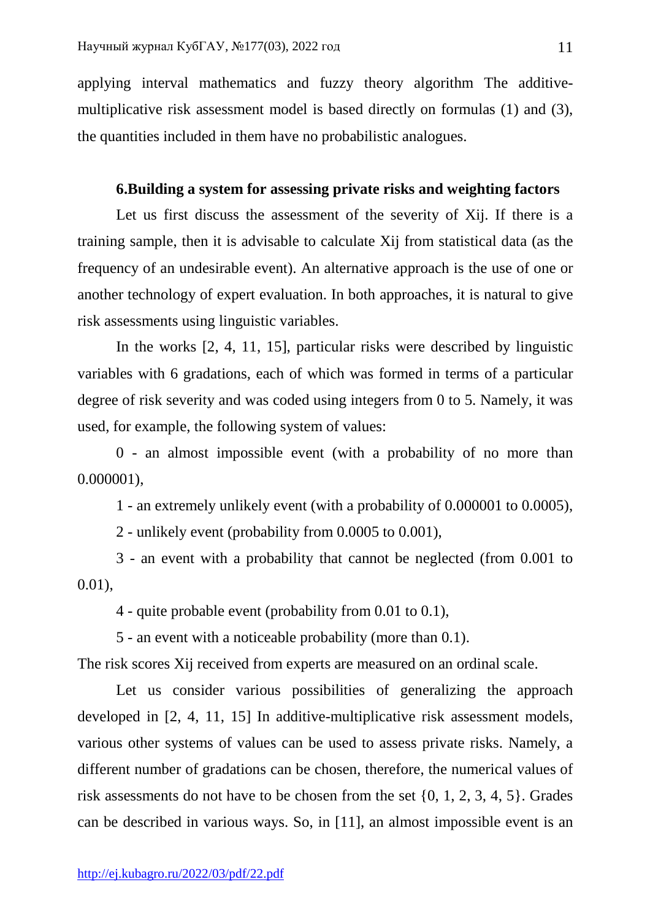applying interval mathematics and fuzzy theory algorithm The additive-multiplicative risk assessment model is based directly on formulas (1) and (3), the quantities included in them have no probabilistic analogues.

### 6.Building a system for assessing private risks and weighting factors

Let us first discuss the assessment of the severity of Xij. If there is a training sample, then it is advisable to calculate Xij from statistical data (as the frequency of an undesirable event). An alternative approach is the use of one or another technology of expert evaluation. In both approaches, it is natural to give risk assessments using linguistic variables.

In the works [2, 4, 11, 15], particular risks were described by linguistic variables with 6 gradations, each of which was formed in terms of a particular degree of risk severity and was coded using integers from 0 to 5. Namely, it was used, for example, the following system of values:

0 - an almost impossible event (with a probability of no more than 0.000001),

1 - an extremely unlikely event (with a probability of 0.000001 to 0.0005),

2 - unlikely event (probability from 0.0005 to 0.001),

3 - an event with a probability that cannot be neglected (from 0.001 to 0.01),

4 - quite probable event (probability from 0.01 to 0.1),

5 - an event with a noticeable probability (more than 0.1).

The risk scores Xij received from experts are measured on an ordinal scale.

Let us consider various possibilities of generalizing the approach developed in [2, 4, 11, 15] In additive-multiplicative risk assessment models, various other systems of values can be used to assess private risks. Namely, a different number of gradations can be chosen, therefore, the numerical values of risk assessments do not have to be chosen from the set {0, 1, 2, 3, 4, 5}. Grades can be described in various ways. So, in [11], an almost impossible event is an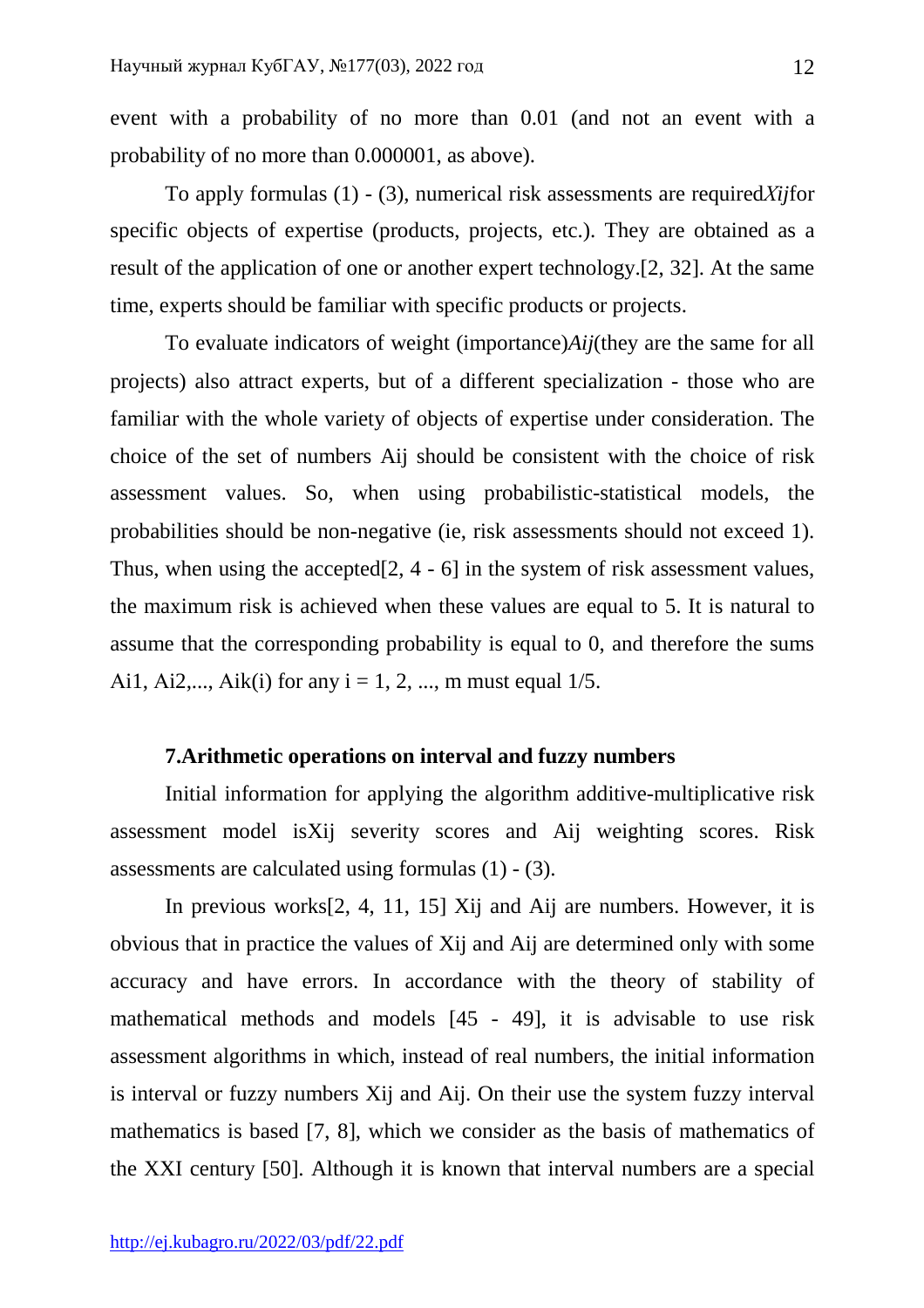event with a probability of no more than 0.01 (and not an event with a probability of no more than 0.000001, as above).

To apply formulas (1) - (3), numerical risk assessments are required $X_{ij}$ for specific objects of expertise (products, projects, etc.). They are obtained as a result of the application of one or another expert technology.[2, 32]. At the same time, experts should be familiar with specific products or projects.

To evaluate indicators of weight (importance) $A_{ij}$ (they are the same for all projects) also attract experts, but of a different specialization - those who are familiar with the whole variety of objects of expertise under consideration. The choice of the set of numbers $A_{ij}$ should be consistent with the choice of risk assessment values. So, when using probabilistic-statistical models, the probabilities should be non-negative (ie, risk assessments should not exceed 1). Thus, when using the accepted[2, 4 - 6] in the system of risk assessment values, the maximum risk is achieved when these values are equal to 5. It is natural to assume that the corresponding probability is equal to 0, and therefore the sums $A_{i1}, A_{i2}, ..., A_{ik(i)}$ for any $i = 1, 2, ..., m$ must equal 1/5.

### 7.Arithmetic operations on interval and fuzzy numbers

Initial information for applying the algorithm additive-multiplicative risk assessment model is $X_{ij}$ severity scores and $A_{ij}$ weighting scores. Risk assessments are calculated using formulas (1) - (3).

In previous works[2, 4, 11, 15] $X_{ij}$ and $A_{ij}$ are numbers. However, it is obvious that in practice the values of $X_{ij}$ and $A_{ij}$ are determined only with some accuracy and have errors. In accordance with the theory of stability of mathematical methods and models [45 - 49], it is advisable to use risk assessment algorithms in which, instead of real numbers, the initial information is interval or fuzzy numbers $X_{ij}$ and $A_{ij}$. On their use the system fuzzy interval mathematics is based [7, 8], which we consider as the basis of mathematics of the XXI century [50]. Although it is known that interval numbers are a special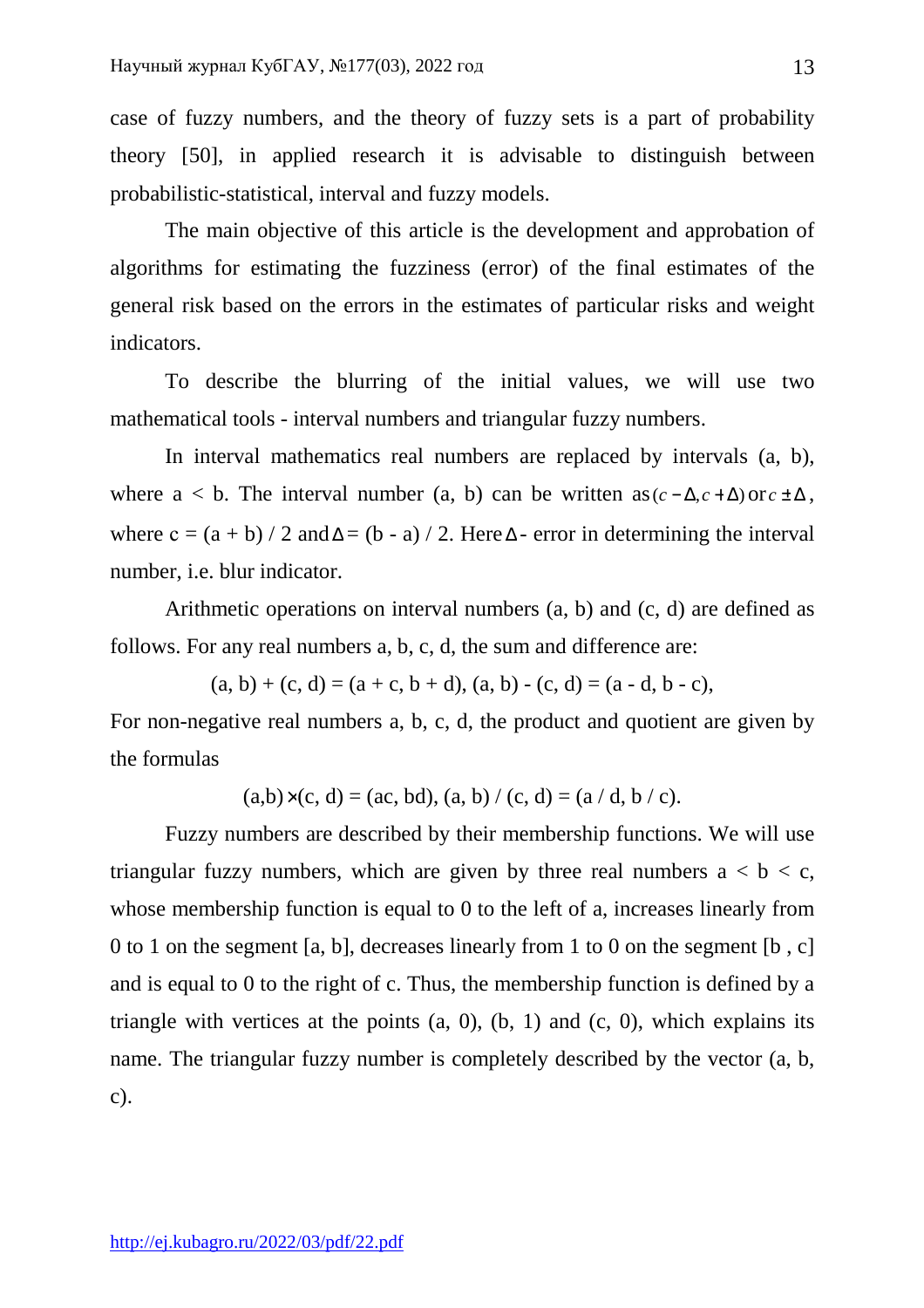case of fuzzy numbers, and the theory of fuzzy sets is a part of probability theory [50], in applied research it is advisable to distinguish between probabilistic-statistical, interval and fuzzy models.

The main objective of this article is the development and approbation of algorithms for estimating the fuzziness (error) of the final estimates of the general risk based on the errors in the estimates of particular risks and weight indicators.

To describe the blurring of the initial values, we will use two mathematical tools - interval numbers and triangular fuzzy numbers.

In interval mathematics real numbers are replaced by intervals (a, b), where a < b. The interval number (a, b) can be written as $(c-\Delta, c+\Delta)$ or $c \pm \Delta$, where c = (a + b) / 2 and $\Delta$ = (b - a) / 2. Here $\Delta$ - error in determining the interval number, i.e. blur indicator.

Arithmetic operations on interval numbers (a, b) and (c, d) are defined as follows. For any real numbers a, b, c, d, the sum and difference are:

$$(a, b) + (c, d) = (a + c, b + d), \quad (a, b) - (c, d) = (a - d, b - c),$$

For non-negative real numbers a, b, c, d, the product and quotient are given by the formulas

$$(a,b) \times (c, d) = (ac, bd), \quad (a, b) / (c, d) = (a / d, b / c).$$

Fuzzy numbers are described by their membership functions. We will use triangular fuzzy numbers, which are given by three real numbers a < b < c, whose membership function is equal to 0 to the left of a, increases linearly from 0 to 1 on the segment [a, b], decreases linearly from 1 to 0 on the segment [b , c] and is equal to 0 to the right of c. Thus, the membership function is defined by a triangle with vertices at the points (a, 0), (b, 1) and (c, 0), which explains its name. The triangular fuzzy number is completely described by the vector (a, b, c).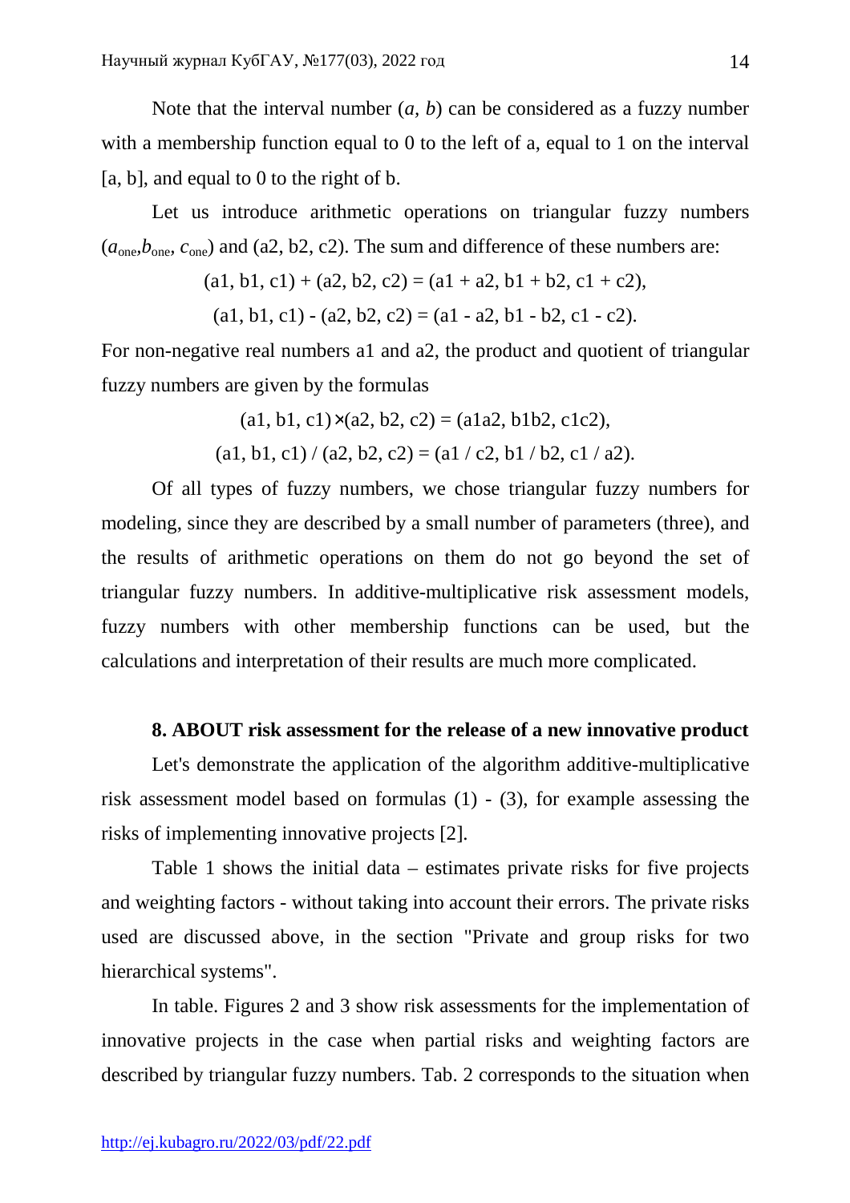Note that the interval number ($a$, $b$) can be considered as a fuzzy number with a membership function equal to 0 to the left of a, equal to 1 on the interval [a, b], and equal to 0 to the right of b.

Let us introduce arithmetic operations on triangular fuzzy numbers ($a_{one}$,$b_{one}$, $c_{one}$) and (a2, b2, c2). The sum and difference of these numbers are:

$$(a1, b1, c1) + (a2, b2, c2) = (a1 + a2, b1 + b2, c1 + c2),$$

$$(a1, b1, c1) - (a2, b2, c2) = (a1 - a2, b1 - b2, c1 - c2).$$

For non-negative real numbers a1 and a2, the product and quotient of triangular fuzzy numbers are given by the formulas

$$(a1, b1, c1) \times (a2, b2, c2) = (a1a2, b1b2, c1c2),$$

$$(a1, b1, c1) / (a2, b2, c2) = (a1 / c2, b1 / b2, c1 / a2).$$

Of all types of fuzzy numbers, we chose triangular fuzzy numbers for modeling, since they are described by a small number of parameters (three), and the results of arithmetic operations on them do not go beyond the set of triangular fuzzy numbers. In additive-multiplicative risk assessment models, fuzzy numbers with other membership functions can be used, but the calculations and interpretation of their results are much more complicated.

**8. ABOUT risk assessment for the release of a new innovative product**

Let's demonstrate the application of the algorithm additive-multiplicative risk assessment model based on formulas (1) - (3), for example assessing the risks of implementing innovative projects [2].

Table 1 shows the initial data – estimates private risks for five projects and weighting factors - without taking into account their errors. The private risks used are discussed above, in the section "Private and group risks for two hierarchical systems".

In table. Figures 2 and 3 show risk assessments for the implementation of innovative projects in the case when partial risks and weighting factors are described by triangular fuzzy numbers. Tab. 2 corresponds to the situation when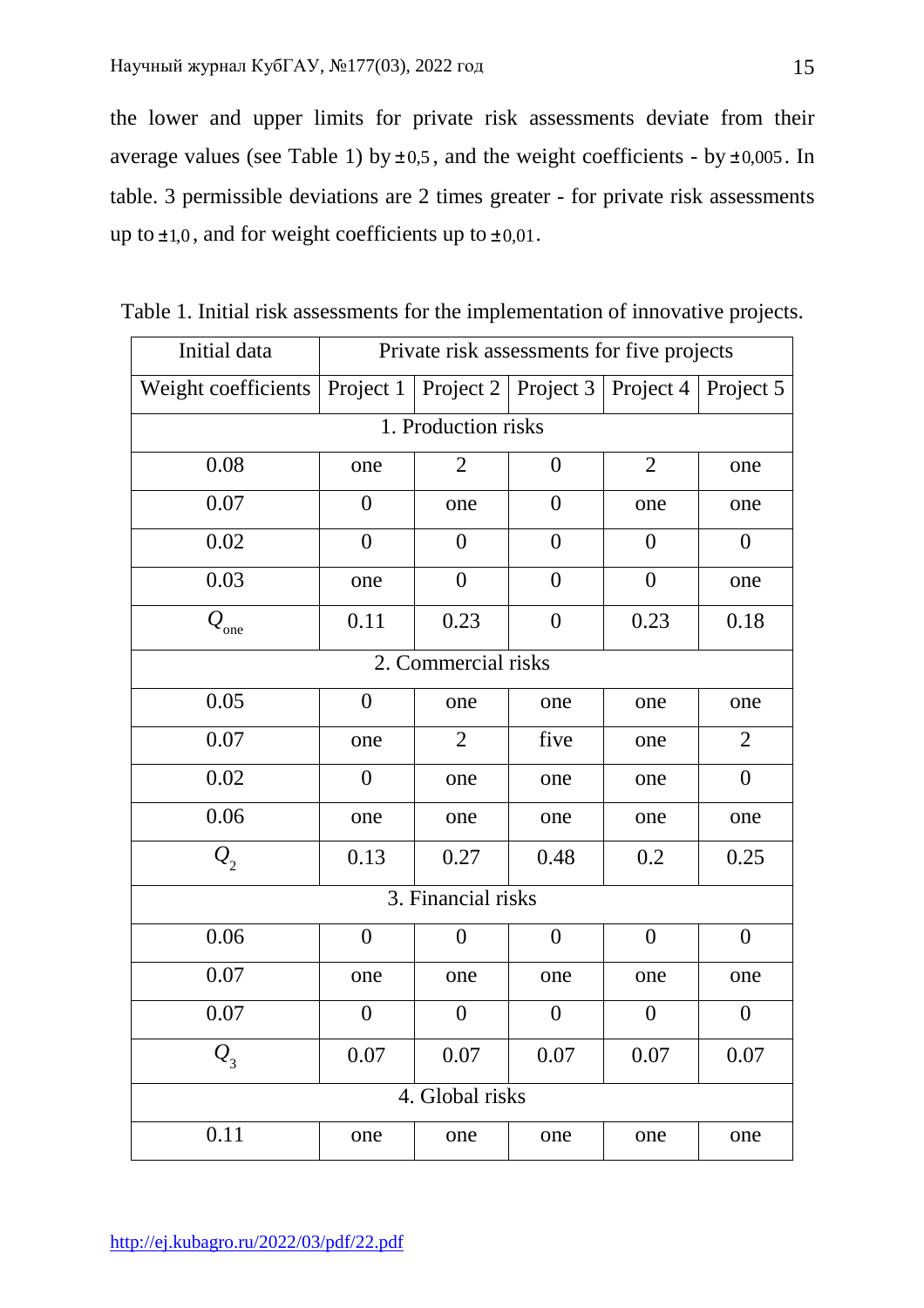the lower and upper limits for private risk assessments deviate from their average values (see Table 1) by $\pm 0{,}5$, and the weight coefficients - by $\pm 0{,}005$. In table. 3 permissible deviations are 2 times greater - for private risk assessments up to $\pm 1{,}0$, and for weight coefficients up to $\pm 0{,}01$.

Table 1. Initial risk assessments for the implementation of innovative projects.

| Initial data | Private risk assessments for five projects | | | | |
|---|---|---|---|---|---|
| Weight coefficients | Project 1 | Project 2 | Project 3 | Project 4 | Project 5 |
| 1. Production risks | | | | | |
| 0.08 | one | 2 | 0 | 2 | one |
| 0.07 | 0 | one | 0 | one | one |
| 0.02 | 0 | 0 | 0 | 0 | 0 |
| 0.03 | one | 0 | 0 | 0 | one |
| $Q_{one}$ | 0.11 | 0.23 | 0 | 0.23 | 0.18 |
| 2. Commercial risks | | | | | |
| 0.05 | 0 | one | one | one | one |
| 0.07 | one | 2 | five | one | 2 |
| 0.02 | 0 | one | one | one | 0 |
| 0.06 | one | one | one | one | one |
| $Q_2$ | 0.13 | 0.27 | 0.48 | 0.2 | 0.25 |
| 3. Financial risks | | | | | |
| 0.06 | 0 | 0 | 0 | 0 | 0 |
| 0.07 | one | one | one | one | one |
| 0.07 | 0 | 0 | 0 | 0 | 0 |
| $Q_3$ | 0.07 | 0.07 | 0.07 | 0.07 | 0.07 |
| 4. Global risks | | | | | |
| 0.11 | one | one | one | one | one |

http://ej.kubagro.ru/2022/03/pdf/22.pdf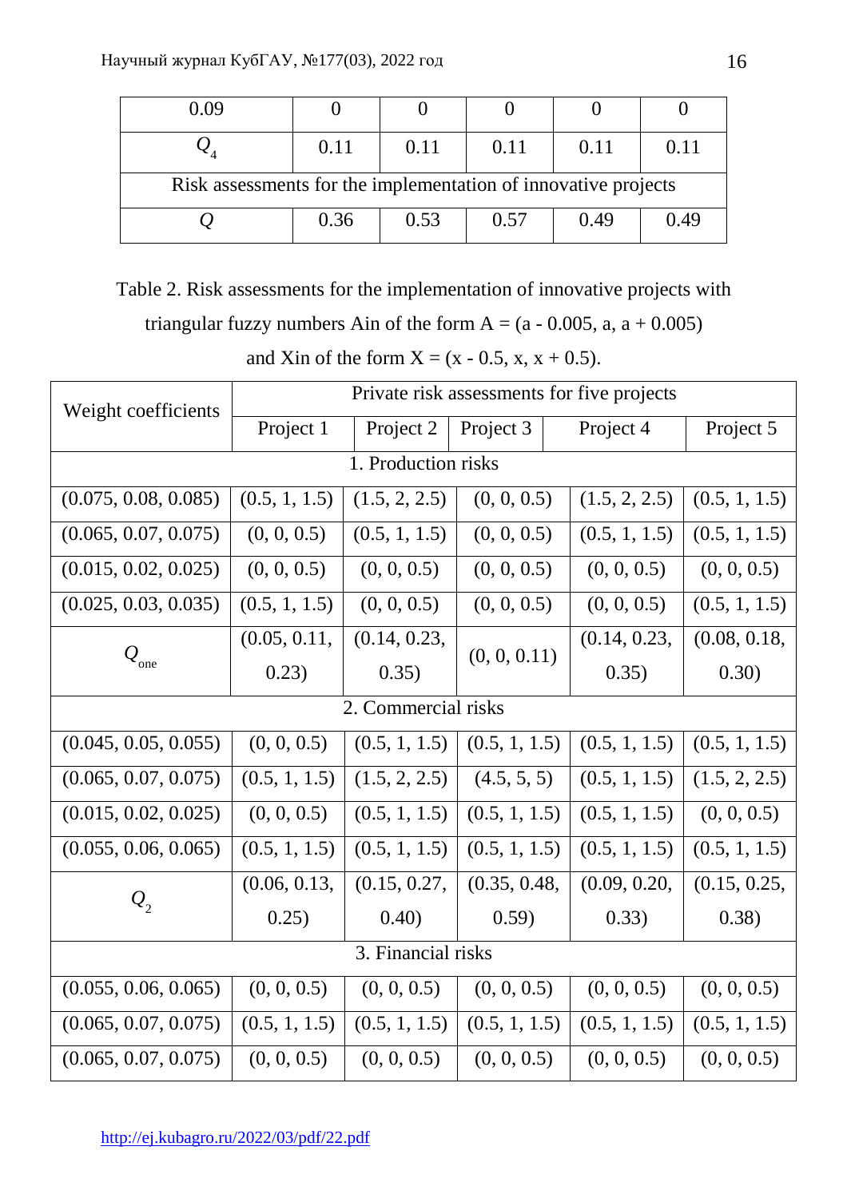| 0.09 | 0 | 0 | 0 | 0 | 0 |
|---|---|---|---|---|---|
| $Q_4$ | 0.11 | 0.11 | 0.11 | 0.11 | 0.11 |
| Risk assessments for the implementation of innovative projects | | | | | |
| $Q$ | 0.36 | 0.53 | 0.57 | 0.49 | 0.49 |

Table 2. Risk assessments for the implementation of innovative projects with triangular fuzzy numbers Ain of the form A = (a - 0.005, a, a + 0.005) and Xin of the form X = (x - 0.5, x, x + 0.5).

| Weight coefficients | Private risk assessments for five projects | | | | |
|---|---|---|---|---|---|
| | Project 1 | Project 2 | Project 3 | Project 4 | Project 5 |
| 1. Production risks | | | | | |
| (0.075, 0.08, 0.085) | (0.5, 1, 1.5) | (1.5, 2, 2.5) | (0, 0, 0.5) | (1.5, 2, 2.5) | (0.5, 1, 1.5) |
| (0.065, 0.07, 0.075) | (0, 0, 0.5) | (0.5, 1, 1.5) | (0, 0, 0.5) | (0.5, 1, 1.5) | (0.5, 1, 1.5) |
| (0.015, 0.02, 0.025) | (0, 0, 0.5) | (0, 0, 0.5) | (0, 0, 0.5) | (0, 0, 0.5) | (0, 0, 0.5) |
| (0.025, 0.03, 0.035) | (0.5, 1, 1.5) | (0, 0, 0.5) | (0, 0, 0.5) | (0, 0, 0.5) | (0.5, 1, 1.5) |
| $Q_{one}$ | (0.05, 0.11, 0.23) | (0.14, 0.23, 0.35) | (0, 0, 0.11) | (0.14, 0.23, 0.35) | (0.08, 0.18, 0.30) |
| 2. Commercial risks | | | | | |
| (0.045, 0.05, 0.055) | (0, 0, 0.5) | (0.5, 1, 1.5) | (0.5, 1, 1.5) | (0.5, 1, 1.5) | (0.5, 1, 1.5) |
| (0.065, 0.07, 0.075) | (0.5, 1, 1.5) | (1.5, 2, 2.5) | (4.5, 5, 5) | (0.5, 1, 1.5) | (1.5, 2, 2.5) |
| (0.015, 0.02, 0.025) | (0, 0, 0.5) | (0.5, 1, 1.5) | (0.5, 1, 1.5) | (0.5, 1, 1.5) | (0, 0, 0.5) |
| (0.055, 0.06, 0.065) | (0.5, 1, 1.5) | (0.5, 1, 1.5) | (0.5, 1, 1.5) | (0.5, 1, 1.5) | (0.5, 1, 1.5) |
| $Q_2$ | (0.06, 0.13, 0.25) | (0.15, 0.27, 0.40) | (0.35, 0.48, 0.59) | (0.09, 0.20, 0.33) | (0.15, 0.25, 0.38) |
| 3. Financial risks | | | | | |
| (0.055, 0.06, 0.065) | (0, 0, 0.5) | (0, 0, 0.5) | (0, 0, 0.5) | (0, 0, 0.5) | (0, 0, 0.5) |
| (0.065, 0.07, 0.075) | (0.5, 1, 1.5) | (0.5, 1, 1.5) | (0.5, 1, 1.5) | (0.5, 1, 1.5) | (0.5, 1, 1.5) |
| (0.065, 0.07, 0.075) | (0, 0, 0.5) | (0, 0, 0.5) | (0, 0, 0.5) | (0, 0, 0.5) | (0, 0, 0.5) |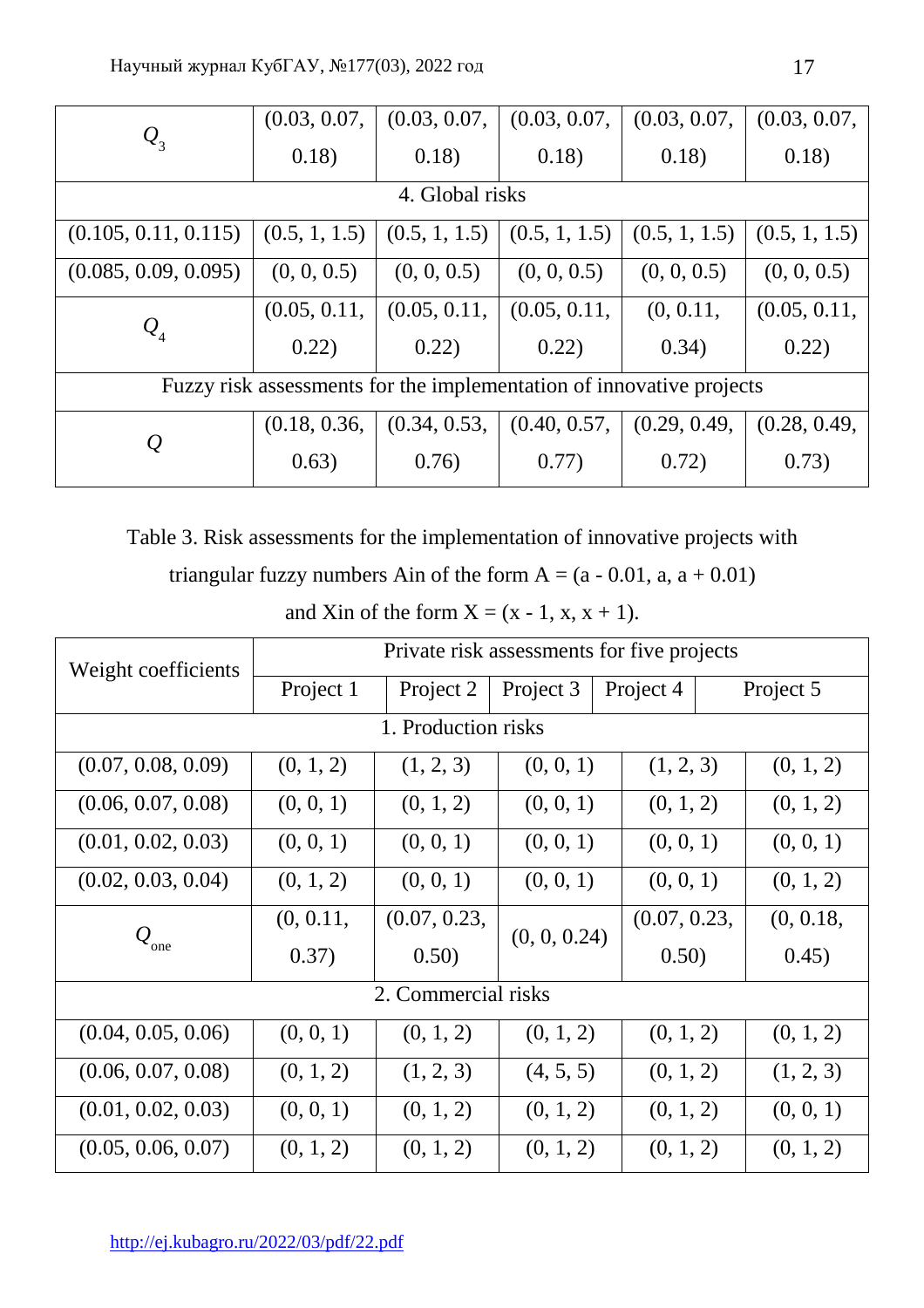| | | | | | |
|---|---|---|---|---|---|
| $Q_3$ | (0.03, 0.07, 0.18) | (0.03, 0.07, 0.18) | (0.03, 0.07, 0.18) | (0.03, 0.07, 0.18) | (0.03, 0.07, 0.18) |
| 4. Global risks | | | | | |
| (0.105, 0.11, 0.115) | (0.5, 1, 1.5) | (0.5, 1, 1.5) | (0.5, 1, 1.5) | (0.5, 1, 1.5) | (0.5, 1, 1.5) |
| (0.085, 0.09, 0.095) | (0, 0, 0.5) | (0, 0, 0.5) | (0, 0, 0.5) | (0, 0, 0.5) | (0, 0, 0.5) |
| $Q_4$ | (0.05, 0.11, 0.22) | (0.05, 0.11, 0.22) | (0.05, 0.11, 0.22) | (0, 0.11, 0.34) | (0.05, 0.11, 0.22) |
| Fuzzy risk assessments for the implementation of innovative projects | | | | | |
| $Q$ | (0.18, 0.36, 0.63) | (0.34, 0.53, 0.76) | (0.40, 0.57, 0.77) | (0.29, 0.49, 0.72) | (0.28, 0.49, 0.73) |

Table 3. Risk assessments for the implementation of innovative projects with triangular fuzzy numbers Ain of the form A = (a - 0.01, a, a + 0.01) and Xin of the form X = (x - 1, x, x + 1).

| Weight coefficients | Private risk assessments for five projects | | | | |
|---|---|---|---|---|---|
| | Project 1 | Project 2 | Project 3 | Project 4 | Project 5 |
| 1. Production risks | | | | | |
| (0.07, 0.08, 0.09) | (0, 1, 2) | (1, 2, 3) | (0, 0, 1) | (1, 2, 3) | (0, 1, 2) |
| (0.06, 0.07, 0.08) | (0, 0, 1) | (0, 1, 2) | (0, 0, 1) | (0, 1, 2) | (0, 1, 2) |
| (0.01, 0.02, 0.03) | (0, 0, 1) | (0, 0, 1) | (0, 0, 1) | (0, 0, 1) | (0, 0, 1) |
| (0.02, 0.03, 0.04) | (0, 1, 2) | (0, 0, 1) | (0, 0, 1) | (0, 0, 1) | (0, 1, 2) |
| $Q_{one}$ | (0, 0.11, 0.37) | (0.07, 0.23, 0.50) | (0, 0, 0.24) | (0.07, 0.23, 0.50) | (0, 0.18, 0.45) |
| 2. Commercial risks | | | | | |
| (0.04, 0.05, 0.06) | (0, 0, 1) | (0, 1, 2) | (0, 1, 2) | (0, 1, 2) | (0, 1, 2) |
| (0.06, 0.07, 0.08) | (0, 1, 2) | (1, 2, 3) | (4, 5, 5) | (0, 1, 2) | (1, 2, 3) |
| (0.01, 0.02, 0.03) | (0, 0, 1) | (0, 1, 2) | (0, 1, 2) | (0, 1, 2) | (0, 0, 1) |
| (0.05, 0.06, 0.07) | (0, 1, 2) | (0, 1, 2) | (0, 1, 2) | (0, 1, 2) | (0, 1, 2) |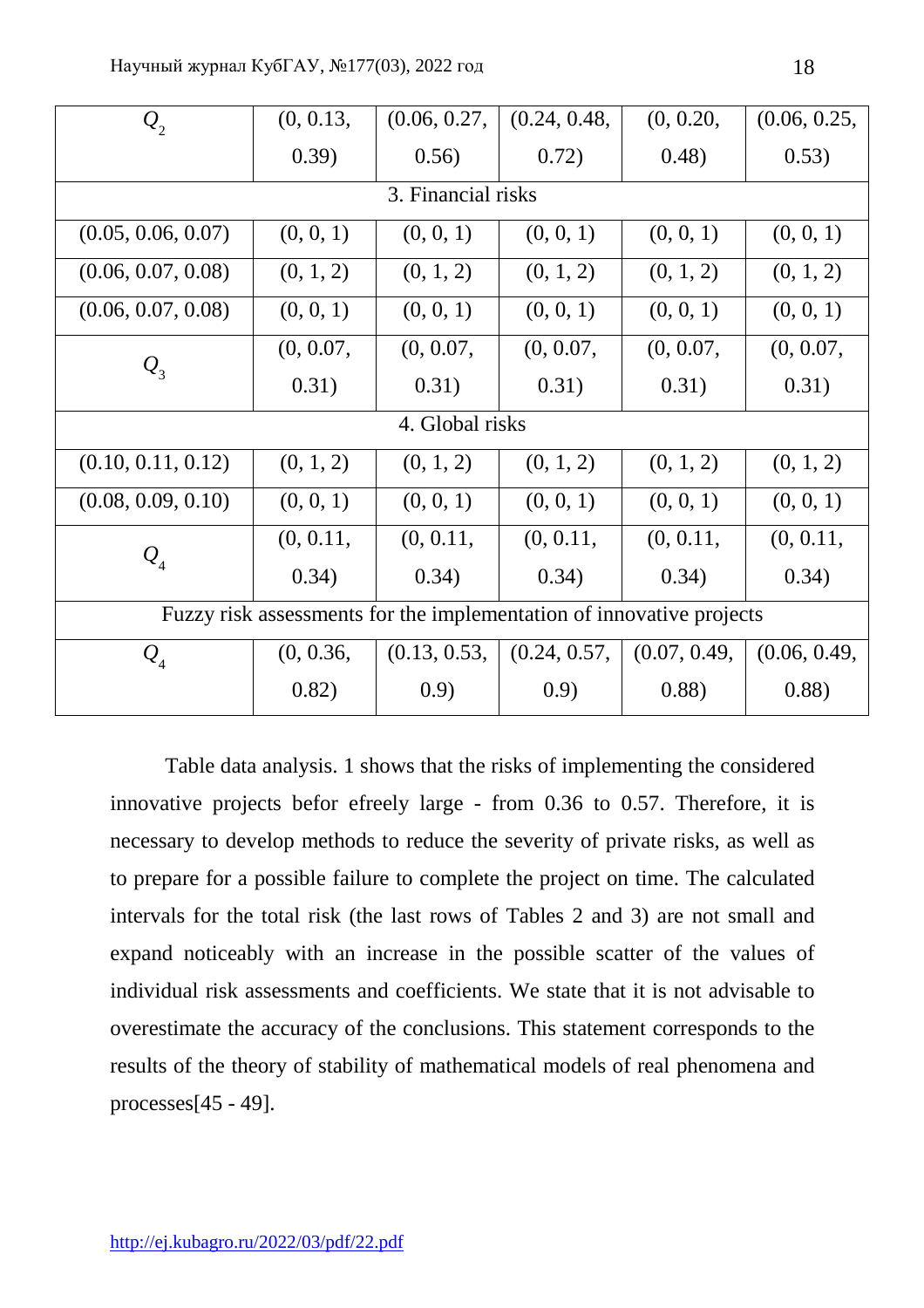| $Q_2$ | (0, 0.13, 0.39) | (0.06, 0.27, 0.56) | (0.24, 0.48, 0.72) | (0, 0.20, 0.48) | (0.06, 0.25, 0.53) |
|---|---|---|---|---|---|
| 3. Financial risks | | | | | |
| (0.05, 0.06, 0.07) | (0, 0, 1) | (0, 0, 1) | (0, 0, 1) | (0, 0, 1) | (0, 0, 1) |
| (0.06, 0.07, 0.08) | (0, 1, 2) | (0, 1, 2) | (0, 1, 2) | (0, 1, 2) | (0, 1, 2) |
| (0.06, 0.07, 0.08) | (0, 0, 1) | (0, 0, 1) | (0, 0, 1) | (0, 0, 1) | (0, 0, 1) |
| $Q_3$ | (0, 0.07, 0.31) | (0, 0.07, 0.31) | (0, 0.07, 0.31) | (0, 0.07, 0.31) | (0, 0.07, 0.31) |
| 4. Global risks | | | | | |
| (0.10, 0.11, 0.12) | (0, 1, 2) | (0, 1, 2) | (0, 1, 2) | (0, 1, 2) | (0, 1, 2) |
| (0.08, 0.09, 0.10) | (0, 0, 1) | (0, 0, 1) | (0, 0, 1) | (0, 0, 1) | (0, 0, 1) |
| $Q_4$ | (0, 0.11, 0.34) | (0, 0.11, 0.34) | (0, 0.11, 0.34) | (0, 0.11, 0.34) | (0, 0.11, 0.34) |
| Fuzzy risk assessments for the implementation of innovative projects | | | | | |
| $Q_4$ | (0, 0.36, 0.82) | (0.13, 0.53, 0.9) | (0.24, 0.57, 0.9) | (0.07, 0.49, 0.88) | (0.06, 0.49, 0.88) |

Table data analysis. 1 shows that the risks of implementing the considered innovative projects befor efreely large - from 0.36 to 0.57. Therefore, it is necessary to develop methods to reduce the severity of private risks, as well as to prepare for a possible failure to complete the project on time. The calculated intervals for the total risk (the last rows of Tables 2 and 3) are not small and expand noticeably with an increase in the possible scatter of the values of individual risk assessments and coefficients. We state that it is not advisable to overestimate the accuracy of the conclusions. This statement corresponds to the results of the theory of stability of mathematical models of real phenomena and processes[45 - 49].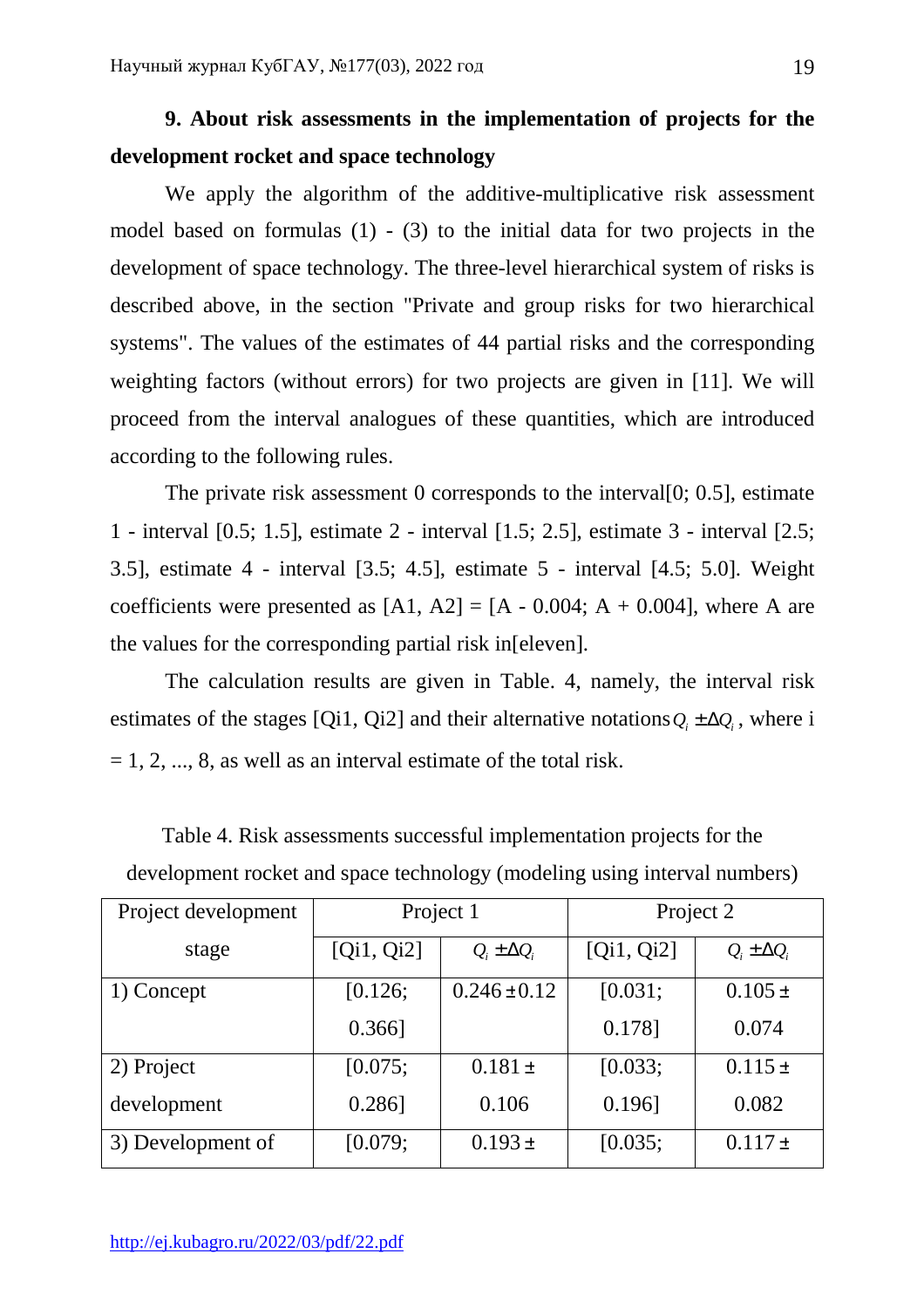**9. About risk assessments in the implementation of projects for the development rocket and space technology**

We apply the algorithm of the additive-multiplicative risk assessment model based on formulas (1) - (3) to the initial data for two projects in the development of space technology. The three-level hierarchical system of risks is described above, in the section "Private and group risks for two hierarchical systems". The values of the estimates of 44 partial risks and the corresponding weighting factors (without errors) for two projects are given in [11]. We will proceed from the interval analogues of these quantities, which are introduced according to the following rules.

The private risk assessment 0 corresponds to the interval[0; 0.5], estimate 1 - interval [0.5; 1.5], estimate 2 - interval [1.5; 2.5], estimate 3 - interval [2.5; 3.5], estimate 4 - interval [3.5; 4.5], estimate 5 - interval [4.5; 5.0]. Weight coefficients were presented as [A1, A2] = [A - 0.004; A + 0.004], where A are the values for the corresponding partial risk in[eleven].

The calculation results are given in Table. 4, namely, the interval risk estimates of the stages [Qi1, Qi2] and their alternative notations $Q_i \pm \Delta Q_i$, where i = 1, 2, ..., 8, as well as an interval estimate of the total risk.

Table 4. Risk assessments successful implementation projects for the development rocket and space technology (modeling using interval numbers)

| Project development stage | Project 1 | | Project 2 | |
|---|---|---|---|---|
| | [Qi1, Qi2] | $Q_i \pm \Delta Q_i$ | [Qi1, Qi2] | $Q_i \pm \Delta Q_i$ |
| 1) Concept | [0.126; 0.366] | $0.246 \pm 0.12$ | [0.031; 0.178] | $0.105 \pm 0.074$ |
| 2) Project development | [0.075; 0.286] | $0.181 \pm 0.106$ | [0.033; 0.196] | $0.115 \pm 0.082$ |
| 3) Development of | [0.079; | $0.193 \pm$ | [0.035; | $0.117 \pm$ |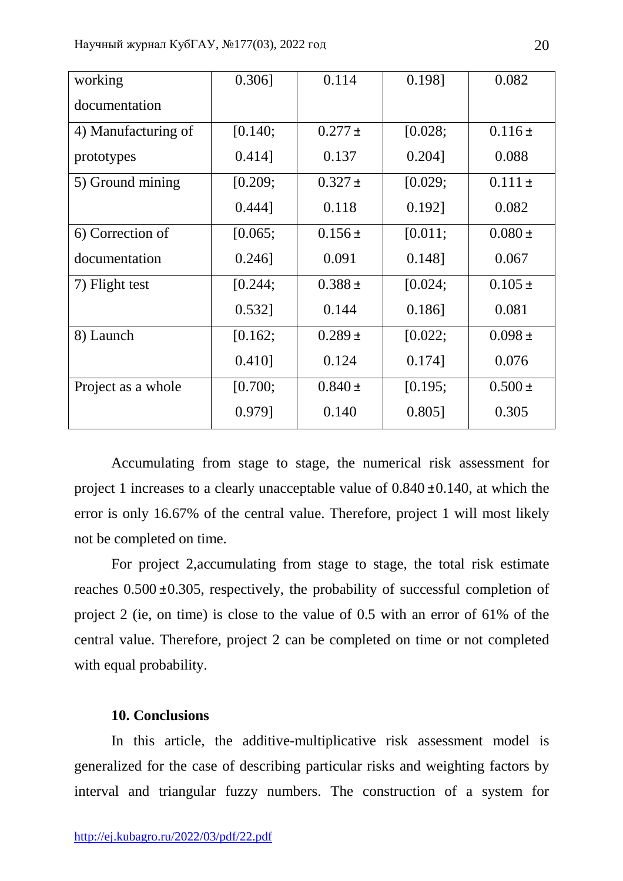| | | | | |
|---|---|---|---|---|
| working documentation | 0.306] | 0.114 | 0.198] | 0.082 |
| 4) Manufacturing of prototypes | [0.140; 0.414] | 0.277 ± 0.137 | [0.028; 0.204] | 0.116 ± 0.088 |
| 5) Ground mining | [0.209; 0.444] | 0.327 ± 0.118 | [0.029; 0.192] | 0.111 ± 0.082 |
| 6) Correction of documentation | [0.065; 0.246] | 0.156 ± 0.091 | [0.011; 0.148] | 0.080 ± 0.067 |
| 7) Flight test | [0.244; 0.532] | 0.388 ± 0.144 | [0.024; 0.186] | 0.105 ± 0.081 |
| 8) Launch | [0.162; 0.410] | 0.289 ± 0.124 | [0.022; 0.174] | 0.098 ± 0.076 |
| Project as a whole | [0.700; 0.979] | 0.840 ± 0.140 | [0.195; 0.805] | 0.500 ± 0.305 |

Accumulating from stage to stage, the numerical risk assessment for project 1 increases to a clearly unacceptable value of $0.840 \pm 0.140$, at which the error is only 16.67% of the central value. Therefore, project 1 will most likely not be completed on time.

For project 2,accumulating from stage to stage, the total risk estimate reaches $0.500 \pm 0.305$, respectively, the probability of successful completion of project 2 (ie, on time) is close to the value of 0.5 with an error of 61% of the central value. Therefore, project 2 can be completed on time or not completed with equal probability.

### 10. Conclusions

In this article, the additive-multiplicative risk assessment model is generalized for the case of describing particular risks and weighting factors by interval and triangular fuzzy numbers. The construction of a system for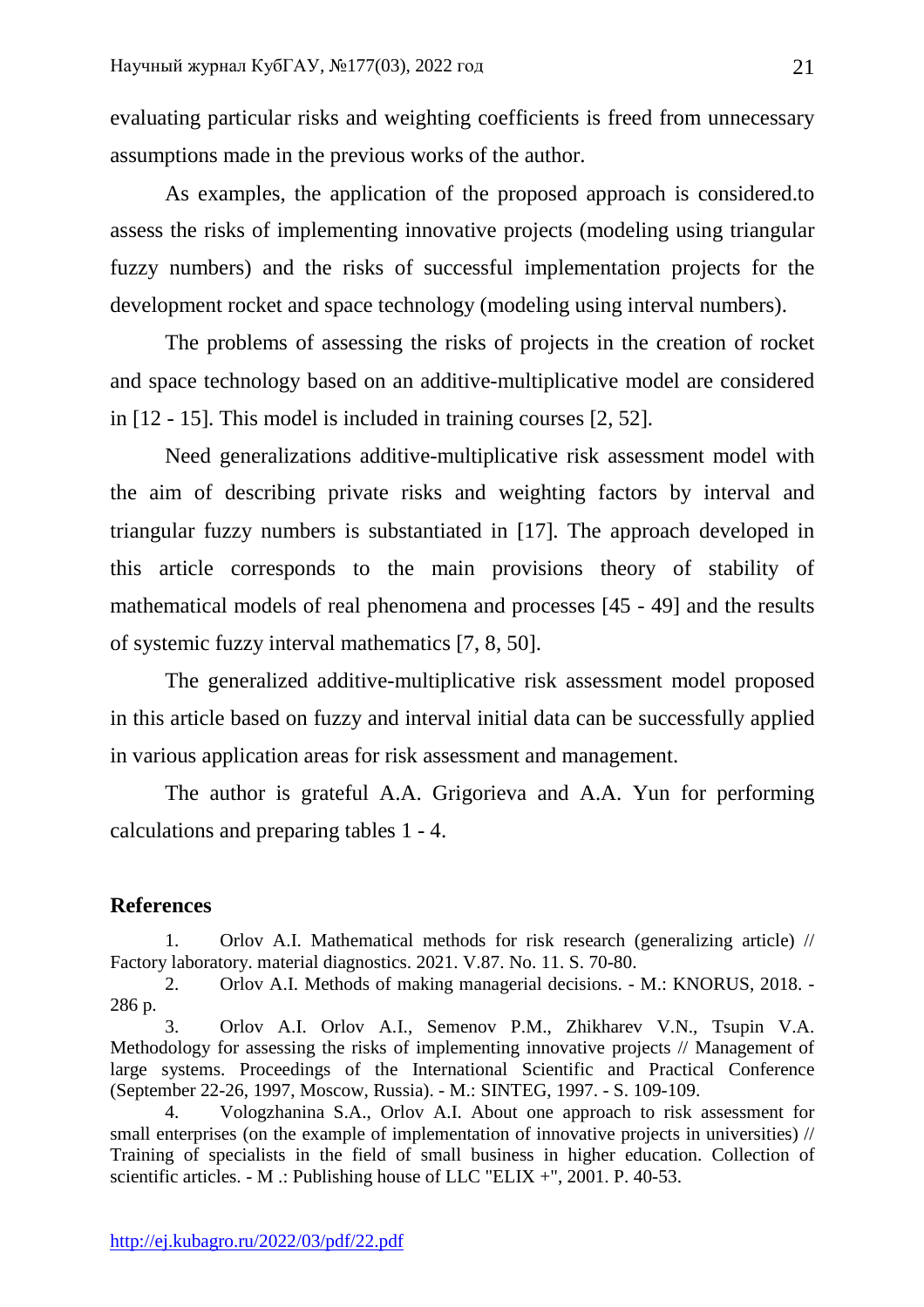evaluating particular risks and weighting coefficients is freed from unnecessary assumptions made in the previous works of the author.

As examples, the application of the proposed approach is considered.to assess the risks of implementing innovative projects (modeling using triangular fuzzy numbers) and the risks of successful implementation projects for the development rocket and space technology (modeling using interval numbers).

The problems of assessing the risks of projects in the creation of rocket and space technology based on an additive-multiplicative model are considered in [12 - 15]. This model is included in training courses [2, 52].

Need generalizations additive-multiplicative risk assessment model with the aim of describing private risks and weighting factors by interval and triangular fuzzy numbers is substantiated in [17]. The approach developed in this article corresponds to the main provisions theory of stability of mathematical models of real phenomena and processes [45 - 49] and the results of systemic fuzzy interval mathematics [7, 8, 50].

The generalized additive-multiplicative risk assessment model proposed in this article based on fuzzy and interval initial data can be successfully applied in various application areas for risk assessment and management.

The author is grateful A.A. Grigorieva and A.A. Yun for performing calculations and preparing tables 1 - 4.

## References

1. Orlov A.I. Mathematical methods for risk research (generalizing article) // Factory laboratory. material diagnostics. 2021. V.87. No. 11. S. 70-80.
2. Orlov A.I. Methods of making managerial decisions. - M.: KNORUS, 2018. - 286 p.
3. Orlov A.I. Orlov A.I., Semenov P.M., Zhikharev V.N., Tsupin V.A. Methodology for assessing the risks of implementing innovative projects // Management of large systems. Proceedings of the International Scientific and Practical Conference (September 22-26, 1997, Moscow, Russia). - M.: SINTEG, 1997. - S. 109-109.
4. Vologzhanina S.A., Orlov A.I. About one approach to risk assessment for small enterprises (on the example of implementation of innovative projects in universities) // Training of specialists in the field of small business in higher education. Collection of scientific articles. - M .: Publishing house of LLC "ELIX +", 2001. P. 40-53.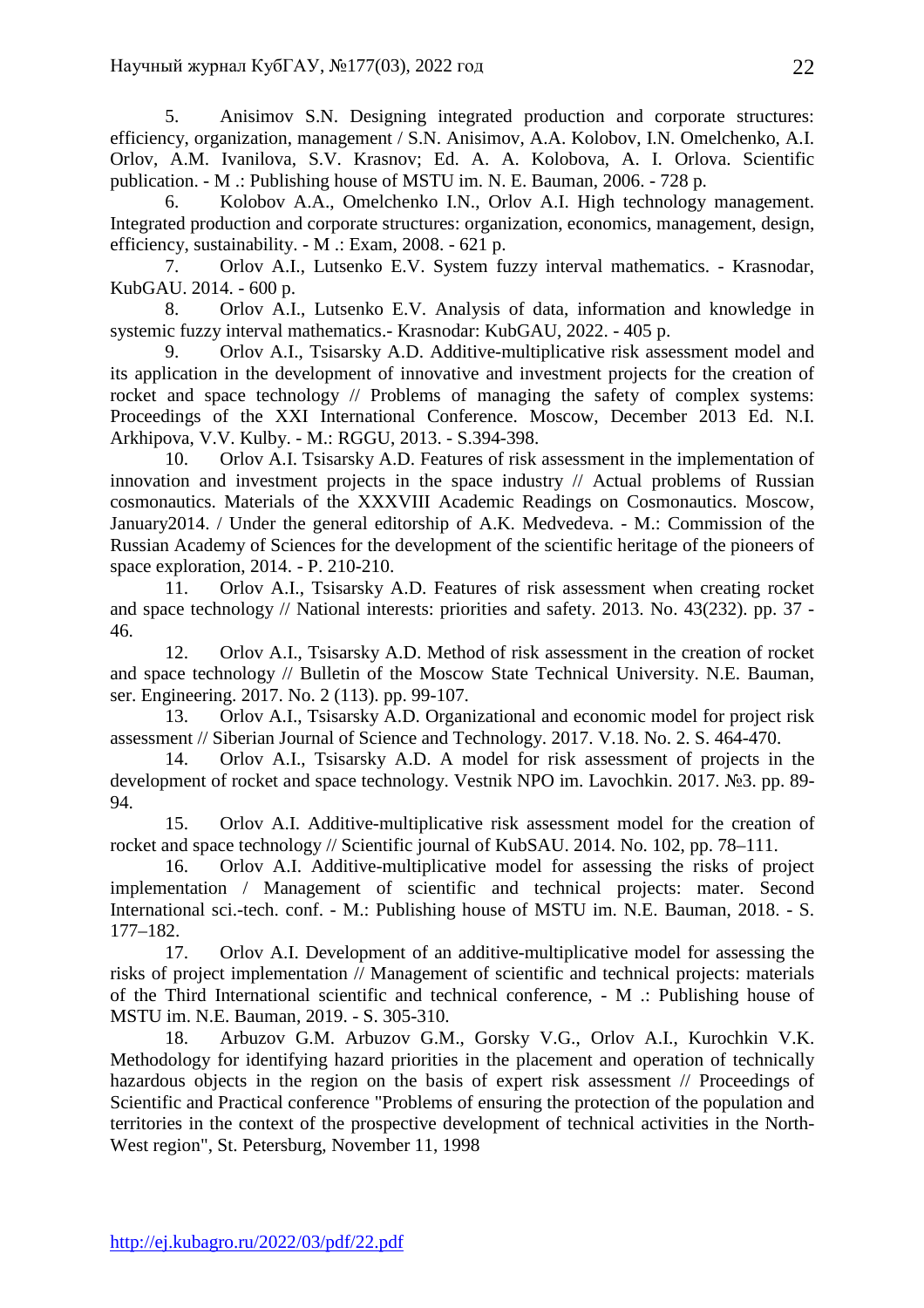5. Anisimov S.N. Designing integrated production and corporate structures: efficiency, organization, management / S.N. Anisimov, A.A. Kolobov, I.N. Omelchenko, A.I. Orlov, A.M. Ivanilova, S.V. Krasnov; Ed. A. A. Kolobova, A. I. Orlova. Scientific publication. - M .: Publishing house of MSTU im. N. E. Bauman, 2006. - 728 p.

6. Kolobov A.A., Omelchenko I.N., Orlov A.I. High technology management. Integrated production and corporate structures: organization, economics, management, design, efficiency, sustainability. - M .: Exam, 2008. - 621 p.

7. Orlov A.I., Lutsenko E.V. System fuzzy interval mathematics. - Krasnodar, KubGAU. 2014. - 600 p.

8. Orlov A.I., Lutsenko E.V. Analysis of data, information and knowledge in systemic fuzzy interval mathematics.- Krasnodar: KubGAU, 2022. - 405 p.

9. Orlov A.I., Tsisarsky A.D. Additive-multiplicative risk assessment model and its application in the development of innovative and investment projects for the creation of rocket and space technology // Problems of managing the safety of complex systems: Proceedings of the XXI International Conference. Moscow, December 2013 Ed. N.I. Arkhipova, V.V. Kulby. - M.: RGGU, 2013. - S.394-398.

10. Orlov A.I. Tsisarsky A.D. Features of risk assessment in the implementation of innovation and investment projects in the space industry // Actual problems of Russian cosmonautics. Materials of the XXXVIII Academic Readings on Cosmonautics. Moscow, January2014. / Under the general editorship of A.K. Medvedeva. - M.: Commission of the Russian Academy of Sciences for the development of the scientific heritage of the pioneers of space exploration, 2014. - P. 210-210.

11. Orlov A.I., Tsisarsky A.D. Features of risk assessment when creating rocket and space technology // National interests: priorities and safety. 2013. No. 43(232). pp. 37 - 46.

12. Orlov A.I., Tsisarsky A.D. Method of risk assessment in the creation of rocket and space technology // Bulletin of the Moscow State Technical University. N.E. Bauman, ser. Engineering. 2017. No. 2 (113). pp. 99-107.

13. Orlov A.I., Tsisarsky A.D. Organizational and economic model for project risk assessment // Siberian Journal of Science and Technology. 2017. V.18. No. 2. S. 464-470.

14. Orlov A.I., Tsisarsky A.D. A model for risk assessment of projects in the development of rocket and space technology. Vestnik NPO im. Lavochkin. 2017. №3. pp. 89-94.

15. Orlov A.I. Additive-multiplicative risk assessment model for the creation of rocket and space technology // Scientific journal of KubSAU. 2014. No. 102, pp. 78–111.

16. Orlov A.I. Additive-multiplicative model for assessing the risks of project implementation / Management of scientific and technical projects: mater. Second International sci.-tech. conf. - M.: Publishing house of MSTU im. N.E. Bauman, 2018. - S. 177–182.

17. Orlov A.I. Development of an additive-multiplicative model for assessing the risks of project implementation // Management of scientific and technical projects: materials of the Third International scientific and technical conference, - M .: Publishing house of MSTU im. N.E. Bauman, 2019. - S. 305-310.

18. Arbuzov G.M. Arbuzov G.M., Gorsky V.G., Orlov A.I., Kurochkin V.K. Methodology for identifying hazard priorities in the placement and operation of technically hazardous objects in the region on the basis of expert risk assessment // Proceedings of Scientific and Practical conference "Problems of ensuring the protection of the population and territories in the context of the prospective development of technical activities in the North-West region", St. Petersburg, November 11, 1998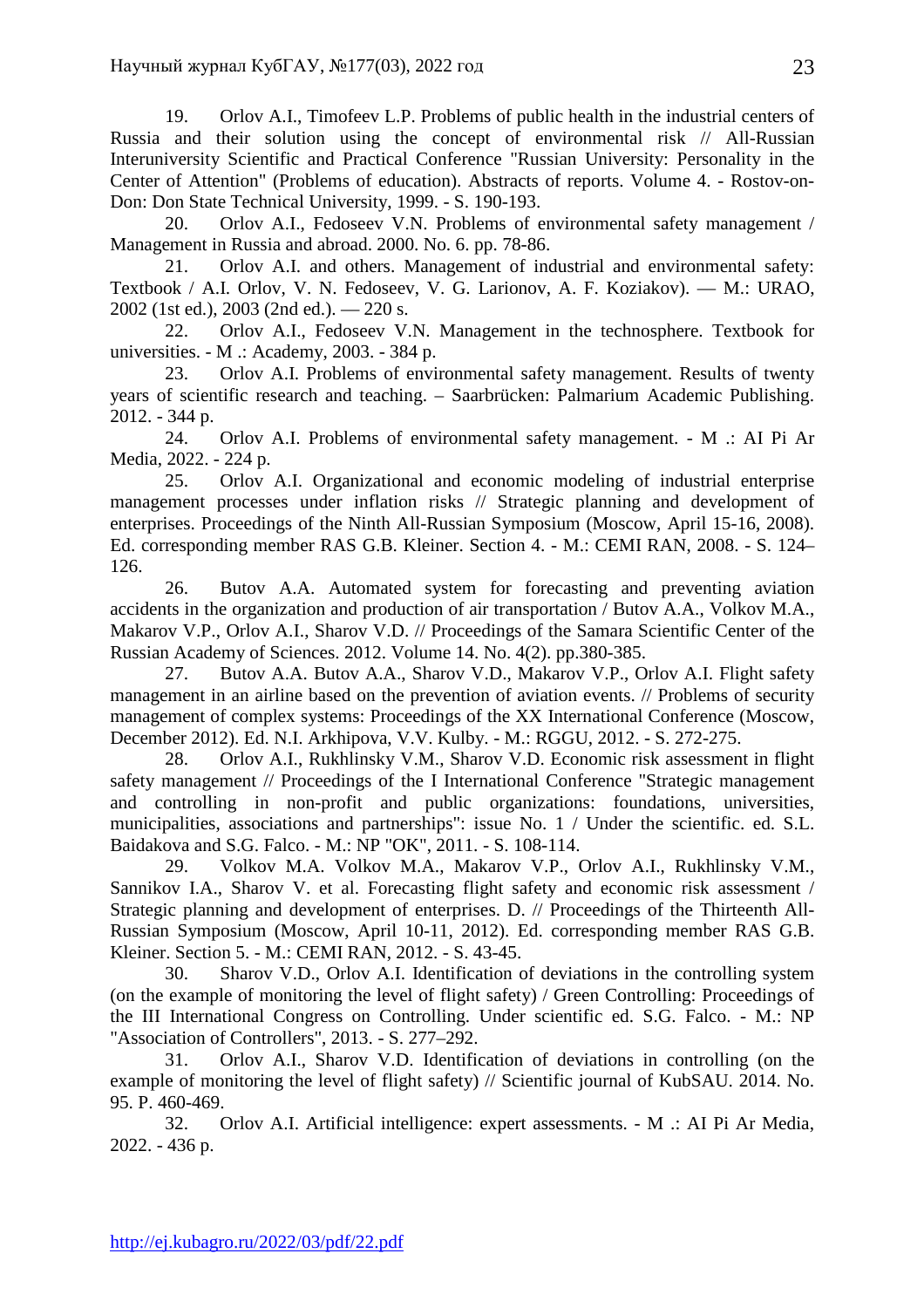19. Orlov A.I., Timofeev L.P. Problems of public health in the industrial centers of Russia and their solution using the concept of environmental risk // All-Russian Interuniversity Scientific and Practical Conference "Russian University: Personality in the Center of Attention" (Problems of education). Abstracts of reports. Volume 4. - Rostov-on-Don: Don State Technical University, 1999. - S. 190-193.

20. Orlov A.I., Fedoseev V.N. Problems of environmental safety management / Management in Russia and abroad. 2000. No. 6. pp. 78-86.

21. Orlov A.I. and others. Management of industrial and environmental safety: Textbook / A.I. Orlov, V. N. Fedoseev, V. G. Larionov, A. F. Koziakov). — M.: URAO, 2002 (1st ed.), 2003 (2nd ed.). — 220 s.

22. Orlov A.I., Fedoseev V.N. Management in the technosphere. Textbook for universities. - M .: Academy, 2003. - 384 p.

23. Orlov A.I. Problems of environmental safety management. Results of twenty years of scientific research and teaching. – Saarbrücken: Palmarium Academic Publishing. 2012. - 344 p.

24. Orlov A.I. Problems of environmental safety management. - M .: AI Pi Ar Media, 2022. - 224 p.

25. Orlov A.I. Organizational and economic modeling of industrial enterprise management processes under inflation risks // Strategic planning and development of enterprises. Proceedings of the Ninth All-Russian Symposium (Moscow, April 15-16, 2008). Ed. corresponding member RAS G.B. Kleiner. Section 4. - M.: CEMI RAN, 2008. - S. 124–126.

26. Butov A.A. Automated system for forecasting and preventing aviation accidents in the organization and production of air transportation / Butov A.A., Volkov M.A., Makarov V.P., Orlov A.I., Sharov V.D. // Proceedings of the Samara Scientific Center of the Russian Academy of Sciences. 2012. Volume 14. No. 4(2). pp.380-385.

27. Butov A.A. Butov A.A., Sharov V.D., Makarov V.P., Orlov A.I. Flight safety management in an airline based on the prevention of aviation events. // Problems of security management of complex systems: Proceedings of the XX International Conference (Moscow, December 2012). Ed. N.I. Arkhipova, V.V. Kulby. - M.: RGGU, 2012. - S. 272-275.

28. Orlov A.I., Rukhlinsky V.M., Sharov V.D. Economic risk assessment in flight safety management // Proceedings of the I International Conference "Strategic management and controlling in non-profit and public organizations: foundations, universities, municipalities, associations and partnerships": issue No. 1 / Under the scientific. ed. S.L. Baidakova and S.G. Falco. - M.: NP "OK", 2011. - S. 108-114.

29. Volkov M.A. Volkov M.A., Makarov V.P., Orlov A.I., Rukhlinsky V.M., Sannikov I.A., Sharov V. et al. Forecasting flight safety and economic risk assessment / Strategic planning and development of enterprises. D. // Proceedings of the Thirteenth All-Russian Symposium (Moscow, April 10-11, 2012). Ed. corresponding member RAS G.B. Kleiner. Section 5. - M.: CEMI RAN, 2012. - S. 43-45.

30. Sharov V.D., Orlov A.I. Identification of deviations in the controlling system (on the example of monitoring the level of flight safety) / Green Controlling: Proceedings of the III International Congress on Controlling. Under scientific ed. S.G. Falco. - M.: NP "Association of Controllers", 2013. - S. 277–292.

31. Orlov A.I., Sharov V.D. Identification of deviations in controlling (on the example of monitoring the level of flight safety) // Scientific journal of KubSAU. 2014. No. 95. P. 460-469.

32. Orlov A.I. Artificial intelligence: expert assessments. - M .: AI Pi Ar Media, 2022. - 436 p.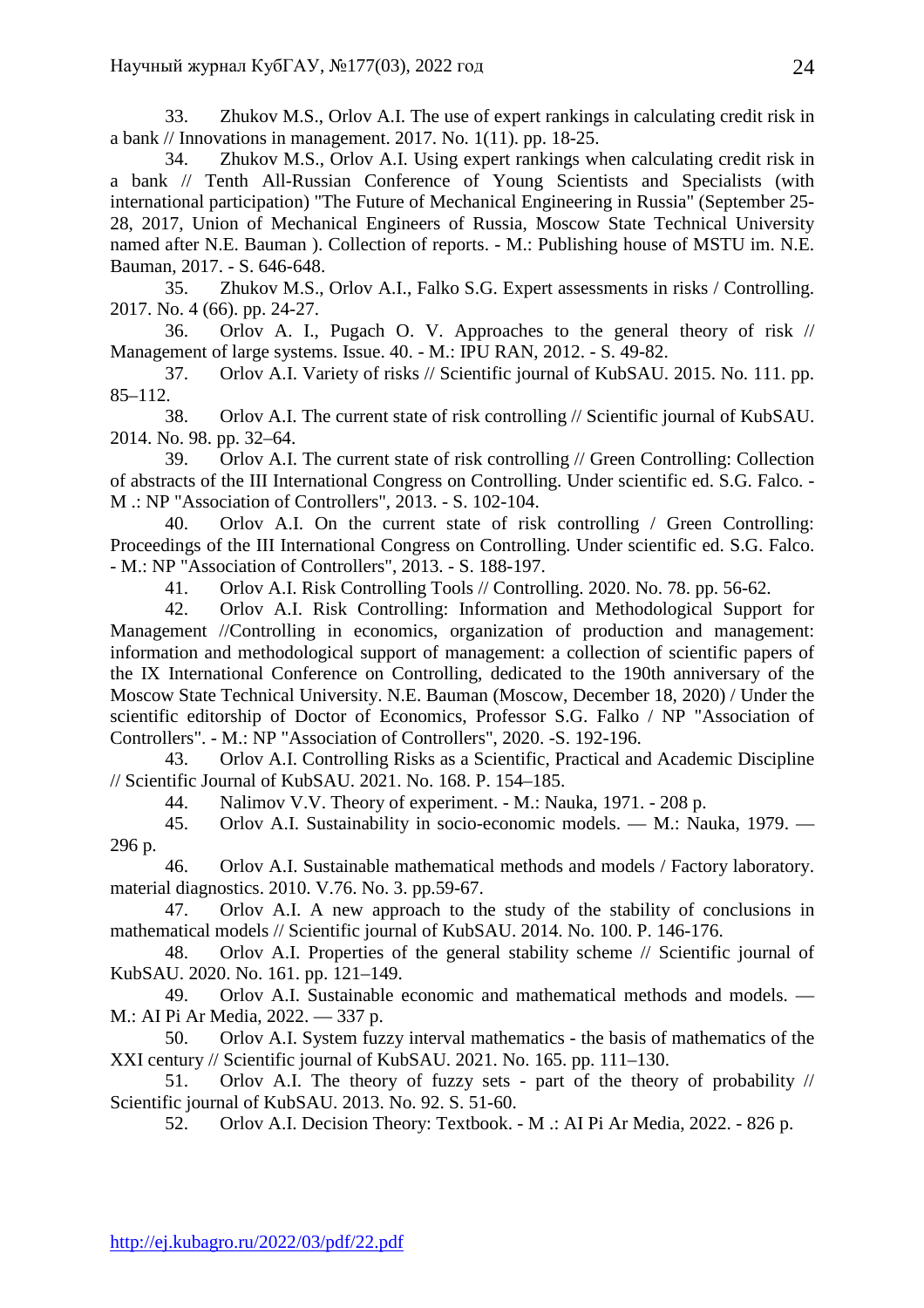33. Zhukov M.S., Orlov A.I. The use of expert rankings in calculating credit risk in a bank // Innovations in management. 2017. No. 1(11). pp. 18-25.

34. Zhukov M.S., Orlov A.I. Using expert rankings when calculating credit risk in a bank // Tenth All-Russian Conference of Young Scientists and Specialists (with international participation) "The Future of Mechanical Engineering in Russia" (September 25-28, 2017, Union of Mechanical Engineers of Russia, Moscow State Technical University named after N.E. Bauman ). Collection of reports. - M.: Publishing house of MSTU im. N.E. Bauman, 2017. - S. 646-648.

35. Zhukov M.S., Orlov A.I., Falko S.G. Expert assessments in risks / Controlling. 2017. No. 4 (66). pp. 24-27.

36. Orlov A. I., Pugach O. V. Approaches to the general theory of risk // Management of large systems. Issue. 40. - M.: IPU RAN, 2012. - S. 49-82.

37. Orlov A.I. Variety of risks // Scientific journal of KubSAU. 2015. No. 111. pp. 85–112.

38. Orlov A.I. The current state of risk controlling // Scientific journal of KubSAU. 2014. No. 98. pp. 32–64.

39. Orlov A.I. The current state of risk controlling // Green Controlling: Collection of abstracts of the III International Congress on Controlling. Under scientific ed. S.G. Falco. - M .: NP "Association of Controllers", 2013. - S. 102-104.

40. Orlov A.I. On the current state of risk controlling / Green Controlling: Proceedings of the III International Congress on Controlling. Under scientific ed. S.G. Falco. - M.: NP "Association of Controllers", 2013. - S. 188-197.

41. Orlov A.I. Risk Controlling Tools // Controlling. 2020. No. 78. pp. 56-62.

42. Orlov A.I. Risk Controlling: Information and Methodological Support for Management //Controlling in economics, organization of production and management: information and methodological support of management: a collection of scientific papers of the IX International Conference on Controlling, dedicated to the 190th anniversary of the Moscow State Technical University. N.E. Bauman (Moscow, December 18, 2020) / Under the scientific editorship of Doctor of Economics, Professor S.G. Falko / NP "Association of Controllers". - M.: NP "Association of Controllers", 2020. -S. 192-196.

43. Orlov A.I. Controlling Risks as a Scientific, Practical and Academic Discipline // Scientific Journal of KubSAU. 2021. No. 168. P. 154–185.

44. Nalimov V.V. Theory of experiment. - M.: Nauka, 1971. - 208 p.

45. Orlov A.I. Sustainability in socio-economic models. — M.: Nauka, 1979. — 296 p.

46. Orlov A.I. Sustainable mathematical methods and models / Factory laboratory. material diagnostics. 2010. V.76. No. 3. pp.59-67.

47. Orlov A.I. A new approach to the study of the stability of conclusions in mathematical models // Scientific journal of KubSAU. 2014. No. 100. P. 146-176.

48. Orlov A.I. Properties of the general stability scheme // Scientific journal of KubSAU. 2020. No. 161. pp. 121–149.

49. Orlov A.I. Sustainable economic and mathematical methods and models. — M.: AI Pi Ar Media, 2022. — 337 p.

50. Orlov A.I. System fuzzy interval mathematics - the basis of mathematics of the XXI century // Scientific journal of KubSAU. 2021. No. 165. pp. 111–130.

51. Orlov A.I. The theory of fuzzy sets - part of the theory of probability // Scientific journal of KubSAU. 2013. No. 92. S. 51-60.

52. Orlov A.I. Decision Theory: Textbook. - M .: AI Pi Ar Media, 2022. - 826 p.